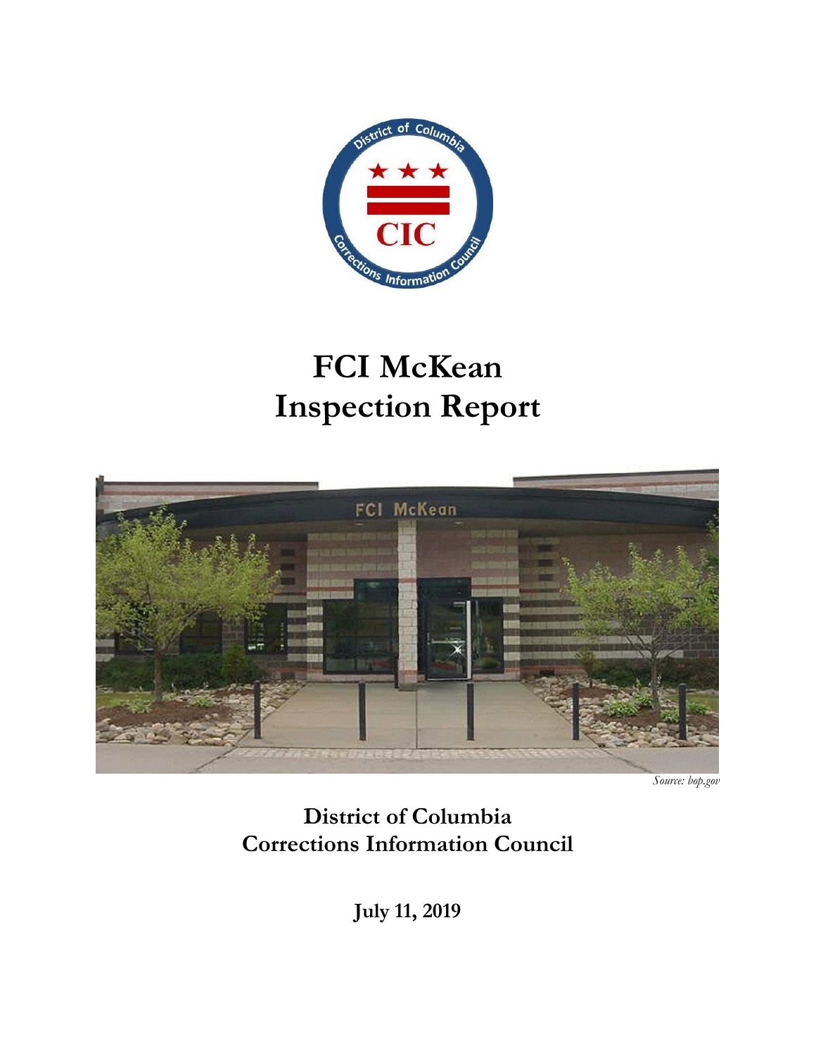# FCI McKean
# Inspection Report

*Source: bop.gov*

## District of Columbia
## Corrections Information Council

**July 11, 2019**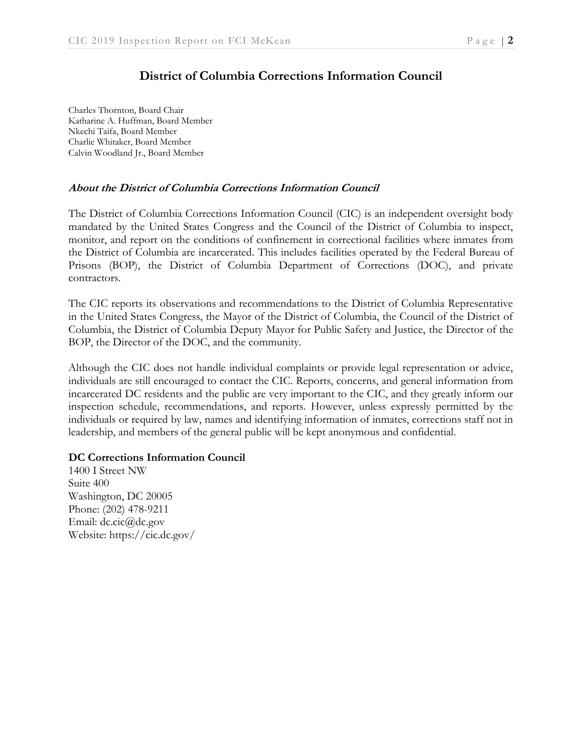# District of Columbia Corrections Information Council

Charles Thornton, Board Chair
Katharine A. Huffman, Board Member
Nkechi Taifa, Board Member
Charlie Whitaker, Board Member
Calvin Woodland Jr., Board Member

### ***About the District of Columbia Corrections Information Council***

The District of Columbia Corrections Information Council (CIC) is an independent oversight body mandated by the United States Congress and the Council of the District of Columbia to inspect, monitor, and report on the conditions of confinement in correctional facilities where inmates from the District of Columbia are incarcerated. This includes facilities operated by the Federal Bureau of Prisons (BOP), the District of Columbia Department of Corrections (DOC), and private contractors.

The CIC reports its observations and recommendations to the District of Columbia Representative in the United States Congress, the Mayor of the District of Columbia, the Council of the District of Columbia, the District of Columbia Deputy Mayor for Public Safety and Justice, the Director of the BOP, the Director of the DOC, and the community.

Although the CIC does not handle individual complaints or provide legal representation or advice, individuals are still encouraged to contact the CIC. Reports, concerns, and general information from incarcerated DC residents and the public are very important to the CIC, and they greatly inform our inspection schedule, recommendations, and reports. However, unless expressly permitted by the individuals or required by law, names and identifying information of inmates, corrections staff not in leadership, and members of the general public will be kept anonymous and confidential.

**DC Corrections Information Council**
1400 I Street NW
Suite 400
Washington, DC 20005
Phone: (202) 478-9211
Email: dc.cic@dc.gov
Website: https://cic.dc.gov/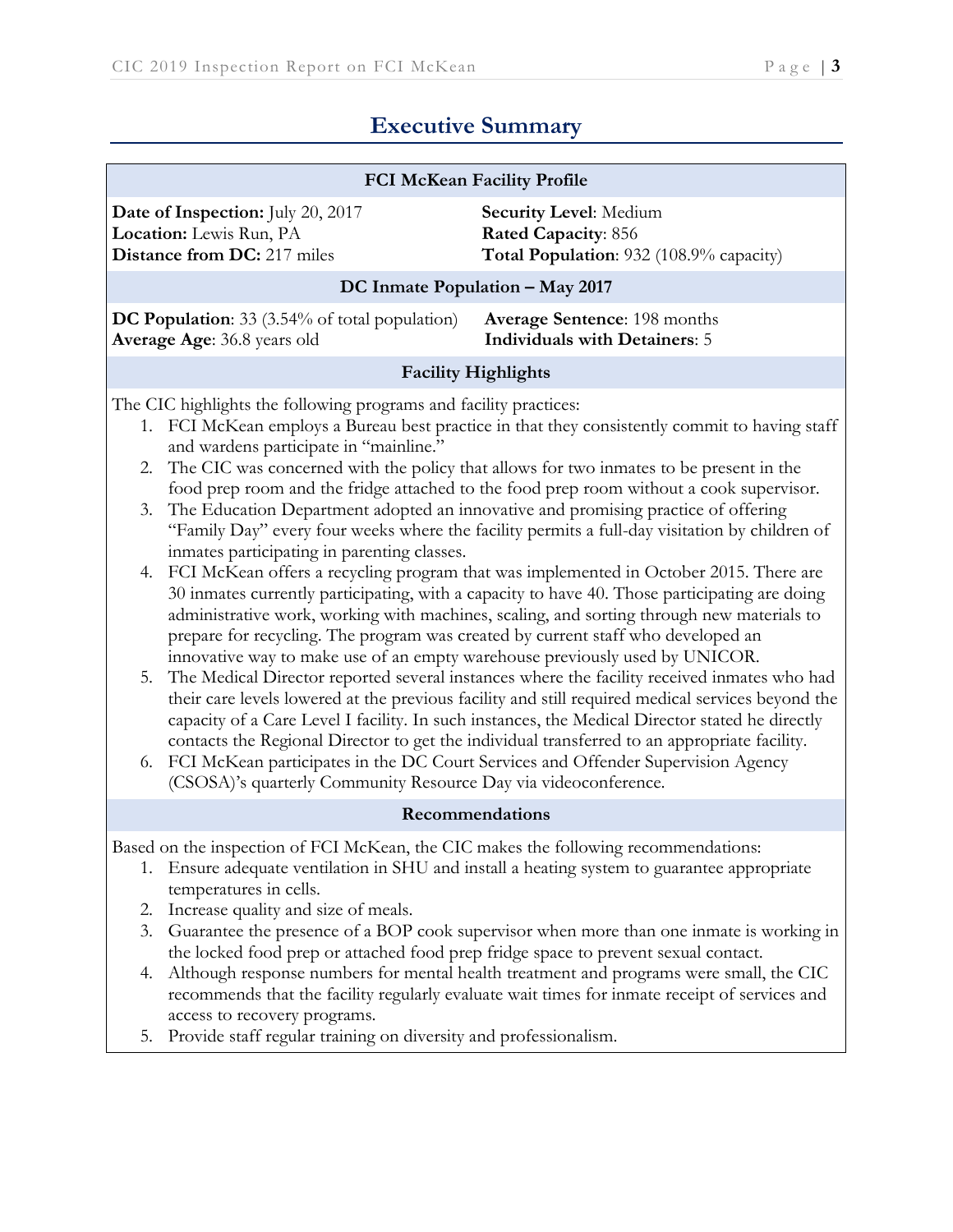# Executive Summary

### FCI McKean Facility Profile

**Date of Inspection:** July 20, 2017
**Location:** Lewis Run, PA
**Distance from DC:** 217 miles

**Security Level**: Medium
**Rated Capacity**: 856
**Total Population**: 932 (108.9% capacity)

### DC Inmate Population – May 2017

**DC Population**: 33 (3.54% of total population)
**Average Age**: 36.8 years old

**Average Sentence**: 198 months
**Individuals with Detainers**: 5

### Facility Highlights

The CIC highlights the following programs and facility practices:

1. FCI McKean employs a Bureau best practice in that they consistently commit to having staff and wardens participate in "mainline."
2. The CIC was concerned with the policy that allows for two inmates to be present in the food prep room and the fridge attached to the food prep room without a cook supervisor.
3. The Education Department adopted an innovative and promising practice of offering "Family Day" every four weeks where the facility permits a full-day visitation by children of inmates participating in parenting classes.
4. FCI McKean offers a recycling program that was implemented in October 2015. There are 30 inmates currently participating, with a capacity to have 40. Those participating are doing administrative work, working with machines, scaling, and sorting through new materials to prepare for recycling. The program was created by current staff who developed an innovative way to make use of an empty warehouse previously used by UNICOR.
5. The Medical Director reported several instances where the facility received inmates who had their care levels lowered at the previous facility and still required medical services beyond the capacity of a Care Level I facility. In such instances, the Medical Director stated he directly contacts the Regional Director to get the individual transferred to an appropriate facility.
6. FCI McKean participates in the DC Court Services and Offender Supervision Agency (CSOSA)'s quarterly Community Resource Day via videoconference.

### Recommendations

Based on the inspection of FCI McKean, the CIC makes the following recommendations:

1. Ensure adequate ventilation in SHU and install a heating system to guarantee appropriate temperatures in cells.
2. Increase quality and size of meals.
3. Guarantee the presence of a BOP cook supervisor when more than one inmate is working in the locked food prep or attached food prep fridge space to prevent sexual contact.
4. Although response numbers for mental health treatment and programs were small, the CIC recommends that the facility regularly evaluate wait times for inmate receipt of services and access to recovery programs.
5. Provide staff regular training on diversity and professionalism.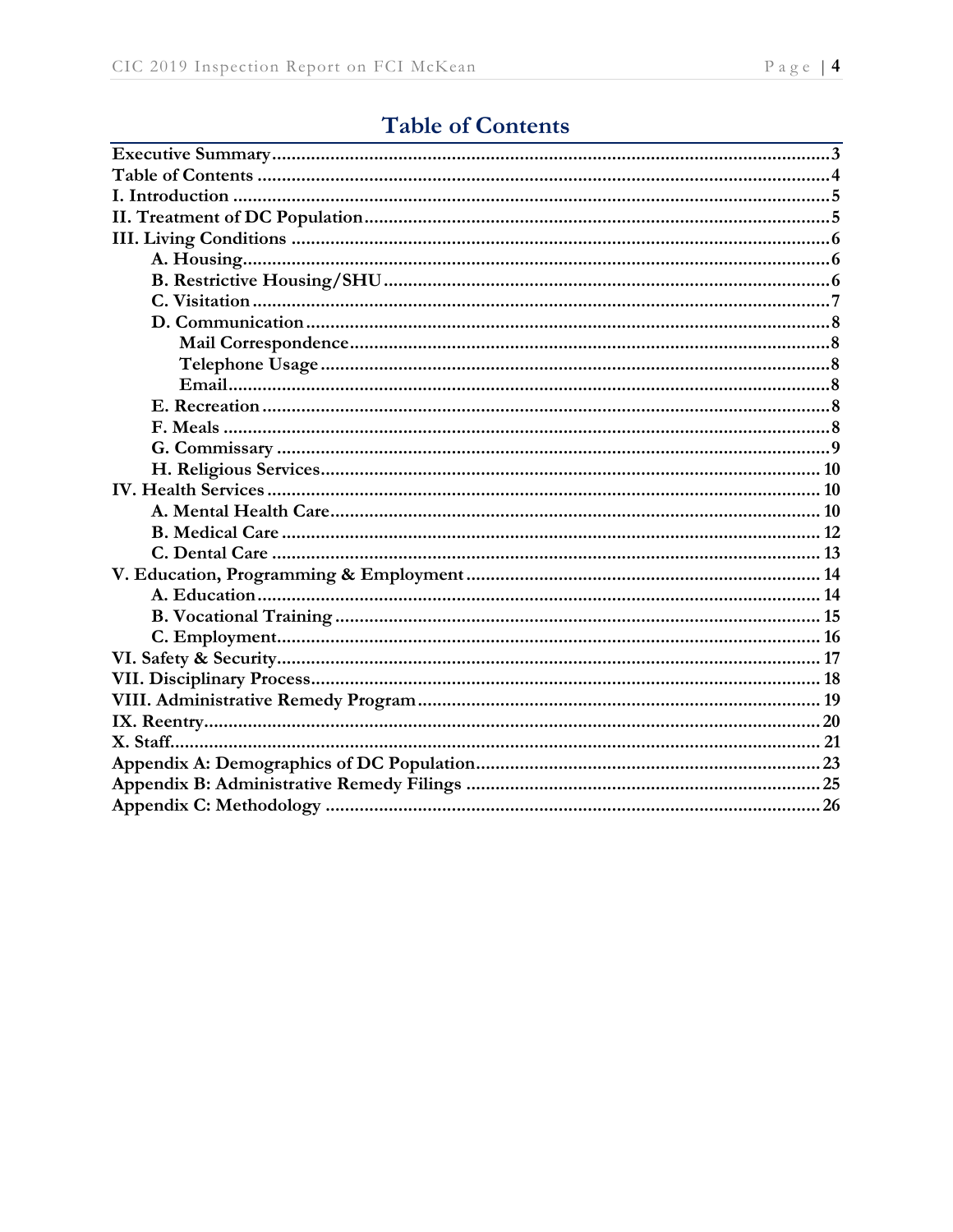# Table of Contents

**Executive Summary** .......... 3
**Table of Contents** .......... 4
**I. Introduction** .......... 5
**II. Treatment of DC Population** .......... 5
**III. Living Conditions** .......... 6
- **A. Housing** .......... 6
- **B. Restrictive Housing/SHU** .......... 6
- **C. Visitation** .......... 7
- **D. Communication** .......... 8
  - **Mail Correspondence** .......... 8
  - **Telephone Usage** .......... 8
  - **Email** .......... 8
- **E. Recreation** .......... 8
- **F. Meals** .......... 8
- **G. Commissary** .......... 9
- **H. Religious Services** .......... 10

**IV. Health Services** .......... 10
- **A. Mental Health Care** .......... 10
- **B. Medical Care** .......... 12
- **C. Dental Care** .......... 13

**V. Education, Programming & Employment** .......... 14
- **A. Education** .......... 14
- **B. Vocational Training** .......... 15
- **C. Employment** .......... 16

**VI. Safety & Security** .......... 17
**VII. Disciplinary Process** .......... 18
**VIII. Administrative Remedy Program** .......... 19
**IX. Reentry** .......... 20
**X. Staff** .......... 21
**Appendix A: Demographics of DC Population** .......... 23
**Appendix B: Administrative Remedy Filings** .......... 25
**Appendix C: Methodology** .......... 26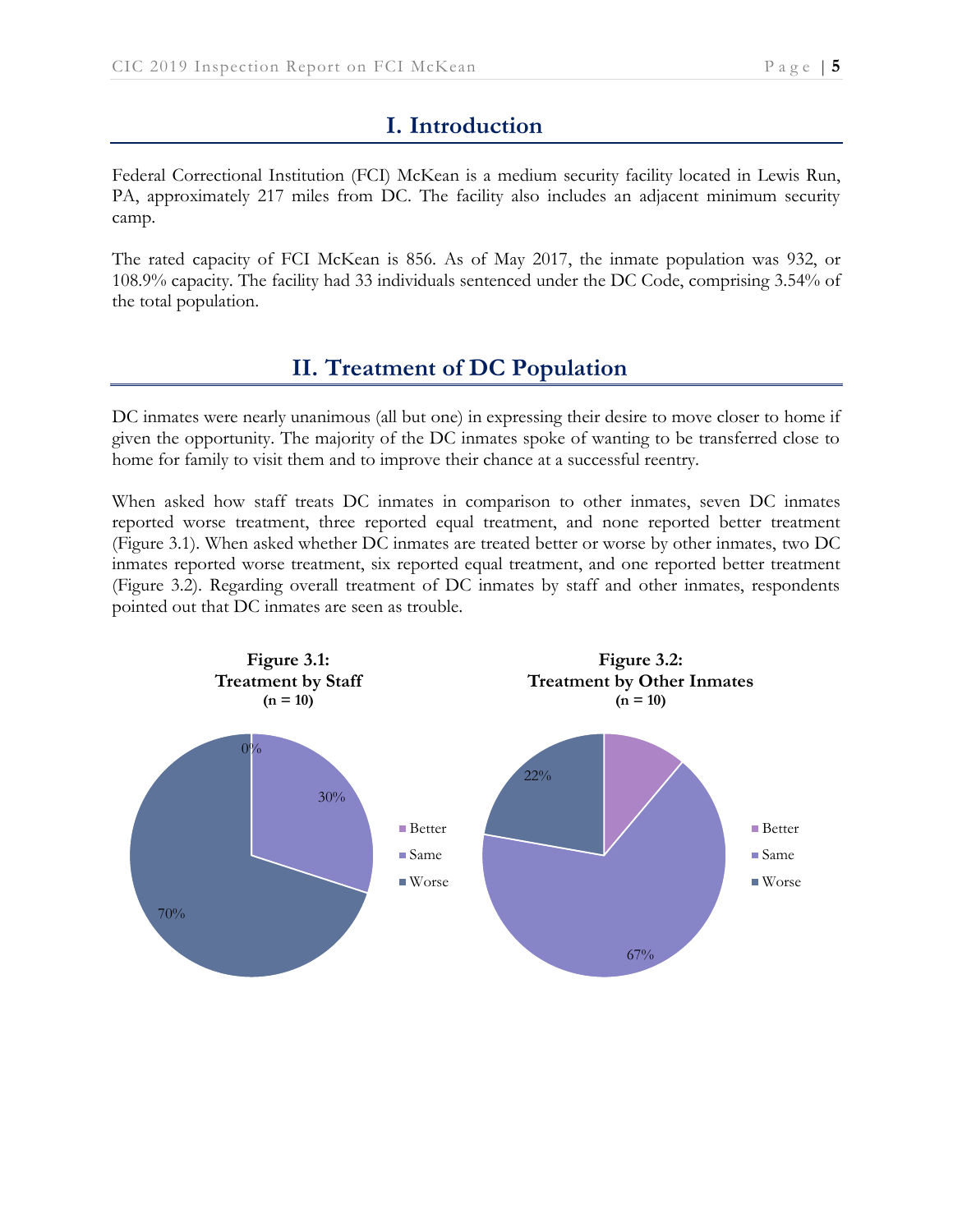# I. Introduction

Federal Correctional Institution (FCI) McKean is a medium security facility located in Lewis Run, PA, approximately 217 miles from DC. The facility also includes an adjacent minimum security camp.

The rated capacity of FCI McKean is 856. As of May 2017, the inmate population was 932, or 108.9% capacity. The facility had 33 individuals sentenced under the DC Code, comprising 3.54% of the total population.

# II. Treatment of DC Population

DC inmates were nearly unanimous (all but one) in expressing their desire to move closer to home if given the opportunity. The majority of the DC inmates spoke of wanting to be transferred close to home for family to visit them and to improve their chance at a successful reentry.

When asked how staff treats DC inmates in comparison to other inmates, seven DC inmates reported worse treatment, three reported equal treatment, and none reported better treatment (Figure 3.1). When asked whether DC inmates are treated better or worse by other inmates, two DC inmates reported worse treatment, six reported equal treatment, and one reported better treatment (Figure 3.2). Regarding overall treatment of DC inmates by staff and other inmates, respondents pointed out that DC inmates are seen as trouble.

**Figure 3.1: Treatment by Staff**
**(n = 10)**

| Response | Percent |
|---|---|
| Better | 0% |
| Same | 30% |
| Worse | 70% |

**Figure 3.2: Treatment by Other Inmates**
**(n = 10)**

| Response | Percent |
|---|---|
| Better | |
| Same | 67% |
| Worse | 22% |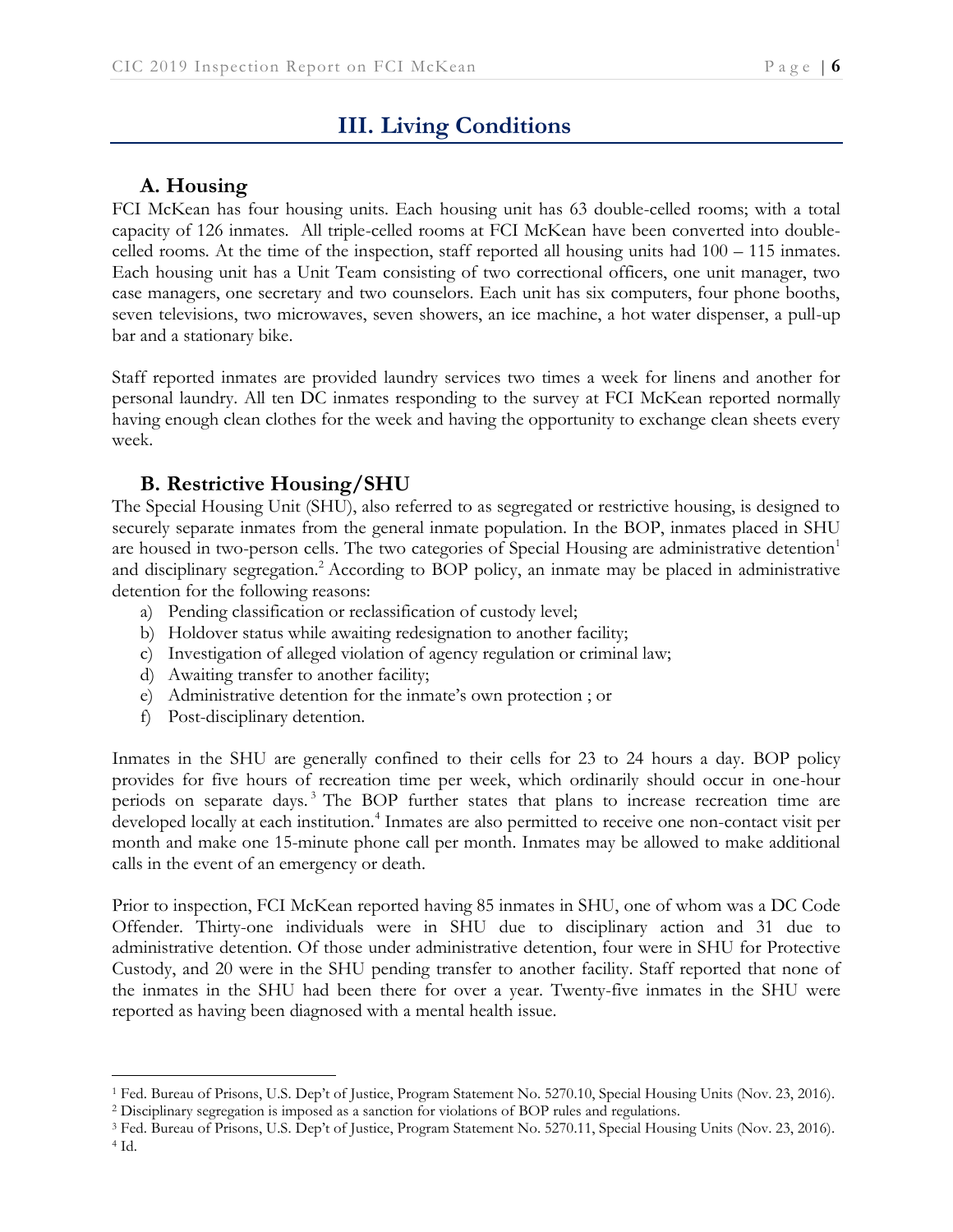## III. Living Conditions

### A. Housing

FCI McKean has four housing units. Each housing unit has 63 double-celled rooms; with a total capacity of 126 inmates. All triple-celled rooms at FCI McKean have been converted into double-celled rooms. At the time of the inspection, staff reported all housing units had 100 – 115 inmates. Each housing unit has a Unit Team consisting of two correctional officers, one unit manager, two case managers, one secretary and two counselors. Each unit has six computers, four phone booths, seven televisions, two microwaves, seven showers, an ice machine, a hot water dispenser, a pull-up bar and a stationary bike.

Staff reported inmates are provided laundry services two times a week for linens and another for personal laundry. All ten DC inmates responding to the survey at FCI McKean reported normally having enough clean clothes for the week and having the opportunity to exchange clean sheets every week.

### B. Restrictive Housing/SHU

The Special Housing Unit (SHU), also referred to as segregated or restrictive housing, is designed to securely separate inmates from the general inmate population. In the BOP, inmates placed in SHU are housed in two-person cells. The two categories of Special Housing are administrative detention[1] and disciplinary segregation.[2] According to BOP policy, an inmate may be placed in administrative detention for the following reasons:

a) Pending classification or reclassification of custody level;
b) Holdover status while awaiting redesignation to another facility;
c) Investigation of alleged violation of agency regulation or criminal law;
d) Awaiting transfer to another facility;
e) Administrative detention for the inmate's own protection ; or
f) Post-disciplinary detention.

Inmates in the SHU are generally confined to their cells for 23 to 24 hours a day. BOP policy provides for five hours of recreation time per week, which ordinarily should occur in one-hour periods on separate days.[3] The BOP further states that plans to increase recreation time are developed locally at each institution.[4] Inmates are also permitted to receive one non-contact visit per month and make one 15-minute phone call per month. Inmates may be allowed to make additional calls in the event of an emergency or death.

Prior to inspection, FCI McKean reported having 85 inmates in SHU, one of whom was a DC Code Offender. Thirty-one individuals were in SHU due to disciplinary action and 31 due to administrative detention. Of those under administrative detention, four were in SHU for Protective Custody, and 20 were in the SHU pending transfer to another facility. Staff reported that none of the inmates in the SHU had been there for over a year. Twenty-five inmates in the SHU were reported as having been diagnosed with a mental health issue.

---

[1] Fed. Bureau of Prisons, U.S. Dep't of Justice, Program Statement No. 5270.10, Special Housing Units (Nov. 23, 2016).

[2] Disciplinary segregation is imposed as a sanction for violations of BOP rules and regulations.

[3] Fed. Bureau of Prisons, U.S. Dep't of Justice, Program Statement No. 5270.11, Special Housing Units (Nov. 23, 2016).

[4] Id.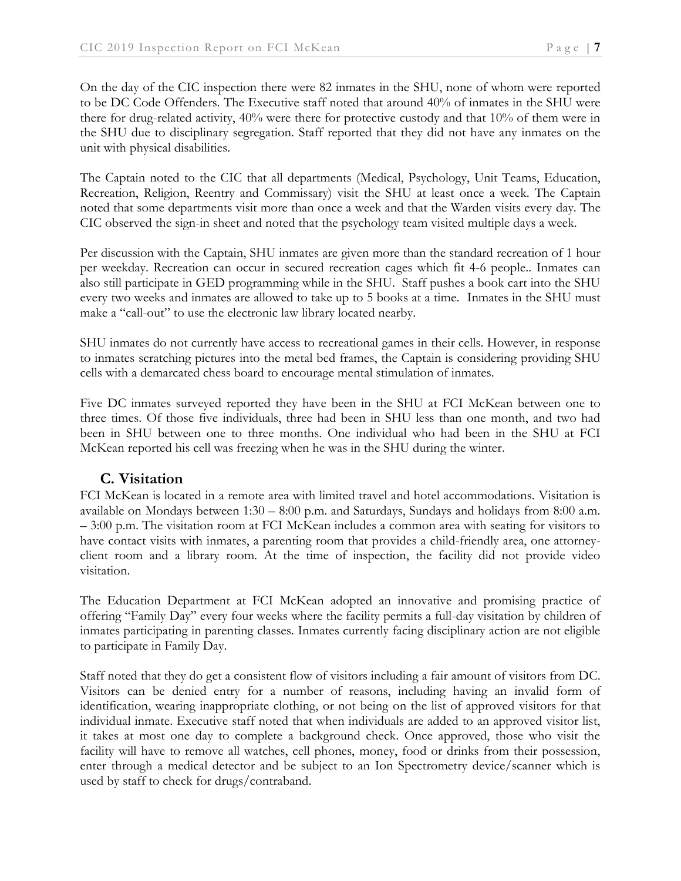On the day of the CIC inspection there were 82 inmates in the SHU, none of whom were reported to be DC Code Offenders. The Executive staff noted that around 40% of inmates in the SHU were there for drug-related activity, 40% were there for protective custody and that 10% of them were in the SHU due to disciplinary segregation. Staff reported that they did not have any inmates on the unit with physical disabilities.

The Captain noted to the CIC that all departments (Medical, Psychology, Unit Teams, Education, Recreation, Religion, Reentry and Commissary) visit the SHU at least once a week. The Captain noted that some departments visit more than once a week and that the Warden visits every day. The CIC observed the sign-in sheet and noted that the psychology team visited multiple days a week.

Per discussion with the Captain, SHU inmates are given more than the standard recreation of 1 hour per weekday. Recreation can occur in secured recreation cages which fit 4-6 people.. Inmates can also still participate in GED programming while in the SHU. Staff pushes a book cart into the SHU every two weeks and inmates are allowed to take up to 5 books at a time. Inmates in the SHU must make a "call-out" to use the electronic law library located nearby.

SHU inmates do not currently have access to recreational games in their cells. However, in response to inmates scratching pictures into the metal bed frames, the Captain is considering providing SHU cells with a demarcated chess board to encourage mental stimulation of inmates.

Five DC inmates surveyed reported they have been in the SHU at FCI McKean between one to three times. Of those five individuals, three had been in SHU less than one month, and two had been in SHU between one to three months. One individual who had been in the SHU at FCI McKean reported his cell was freezing when he was in the SHU during the winter.

## C. Visitation

FCI McKean is located in a remote area with limited travel and hotel accommodations. Visitation is available on Mondays between 1:30 – 8:00 p.m. and Saturdays, Sundays and holidays from 8:00 a.m. – 3:00 p.m. The visitation room at FCI McKean includes a common area with seating for visitors to have contact visits with inmates, a parenting room that provides a child-friendly area, one attorney-client room and a library room. At the time of inspection, the facility did not provide video visitation.

The Education Department at FCI McKean adopted an innovative and promising practice of offering "Family Day" every four weeks where the facility permits a full-day visitation by children of inmates participating in parenting classes. Inmates currently facing disciplinary action are not eligible to participate in Family Day.

Staff noted that they do get a consistent flow of visitors including a fair amount of visitors from DC. Visitors can be denied entry for a number of reasons, including having an invalid form of identification, wearing inappropriate clothing, or not being on the list of approved visitors for that individual inmate. Executive staff noted that when individuals are added to an approved visitor list, it takes at most one day to complete a background check. Once approved, those who visit the facility will have to remove all watches, cell phones, money, food or drinks from their possession, enter through a medical detector and be subject to an Ion Spectrometry device/scanner which is used by staff to check for drugs/contraband.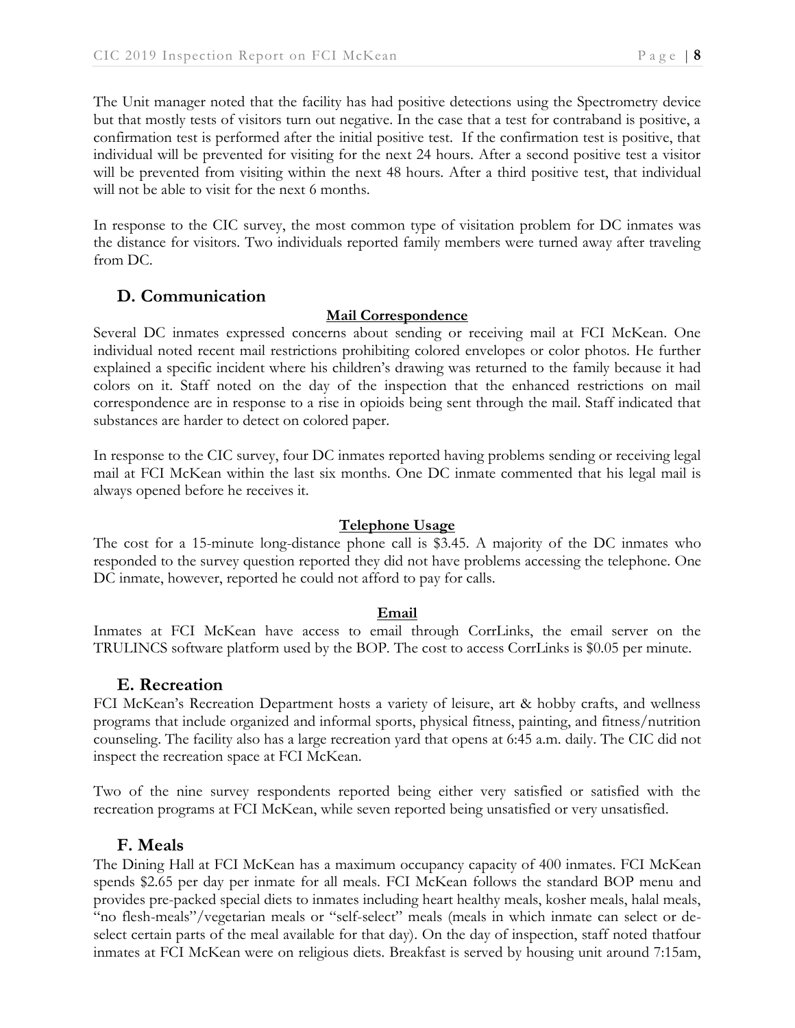The Unit manager noted that the facility has had positive detections using the Spectrometry device but that mostly tests of visitors turn out negative. In the case that a test for contraband is positive, a confirmation test is performed after the initial positive test. If the confirmation test is positive, that individual will be prevented for visiting for the next 24 hours. After a second positive test a visitor will be prevented from visiting within the next 48 hours. After a third positive test, that individual will not be able to visit for the next 6 months.

In response to the CIC survey, the most common type of visitation problem for DC inmates was the distance for visitors. Two individuals reported family members were turned away after traveling from DC.

## D. Communication

**Mail Correspondence**

Several DC inmates expressed concerns about sending or receiving mail at FCI McKean. One individual noted recent mail restrictions prohibiting colored envelopes or color photos. He further explained a specific incident where his children's drawing was returned to the family because it had colors on it. Staff noted on the day of the inspection that the enhanced restrictions on mail correspondence are in response to a rise in opioids being sent through the mail. Staff indicated that substances are harder to detect on colored paper.

In response to the CIC survey, four DC inmates reported having problems sending or receiving legal mail at FCI McKean within the last six months. One DC inmate commented that his legal mail is always opened before he receives it.

**Telephone Usage**

The cost for a 15-minute long-distance phone call is $3.45. A majority of the DC inmates who responded to the survey question reported they did not have problems accessing the telephone. One DC inmate, however, reported he could not afford to pay for calls.

**Email**

Inmates at FCI McKean have access to email through CorrLinks, the email server on the TRULINCS software platform used by the BOP. The cost to access CorrLinks is $0.05 per minute.

## E. Recreation

FCI McKean's Recreation Department hosts a variety of leisure, art & hobby crafts, and wellness programs that include organized and informal sports, physical fitness, painting, and fitness/nutrition counseling. The facility also has a large recreation yard that opens at 6:45 a.m. daily. The CIC did not inspect the recreation space at FCI McKean.

Two of the nine survey respondents reported being either very satisfied or satisfied with the recreation programs at FCI McKean, while seven reported being unsatisfied or very unsatisfied.

## F. Meals

The Dining Hall at FCI McKean has a maximum occupancy capacity of 400 inmates. FCI McKean spends $2.65 per day per inmate for all meals. FCI McKean follows the standard BOP menu and provides pre-packed special diets to inmates including heart healthy meals, kosher meals, halal meals, "no flesh-meals"/vegetarian meals or "self-select" meals (meals in which inmate can select or de-select certain parts of the meal available for that day). On the day of inspection, staff noted thatfour inmates at FCI McKean were on religious diets. Breakfast is served by housing unit around 7:15am,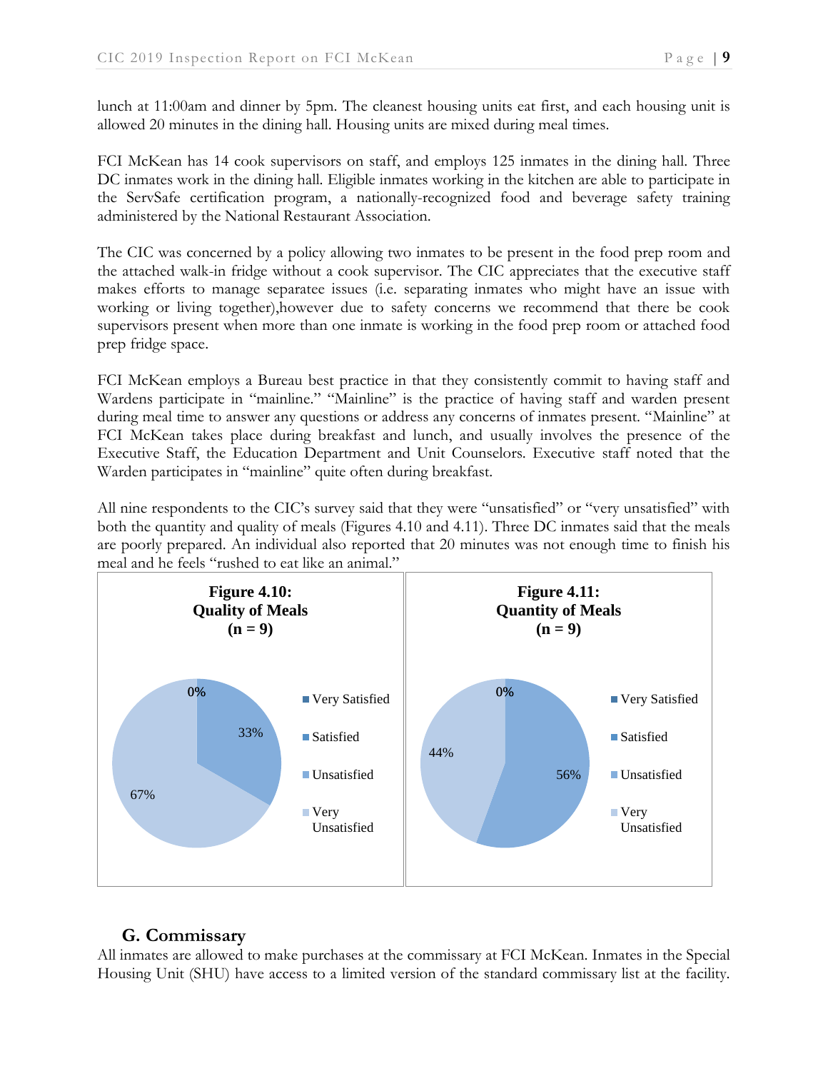lunch at 11:00am and dinner by 5pm. The cleanest housing units eat first, and each housing unit is allowed 20 minutes in the dining hall. Housing units are mixed during meal times.

FCI McKean has 14 cook supervisors on staff, and employs 125 inmates in the dining hall. Three DC inmates work in the dining hall. Eligible inmates working in the kitchen are able to participate in the ServSafe certification program, a nationally-recognized food and beverage safety training administered by the National Restaurant Association.

The CIC was concerned by a policy allowing two inmates to be present in the food prep room and the attached walk-in fridge without a cook supervisor. The CIC appreciates that the executive staff makes efforts to manage separatee issues (i.e. separating inmates who might have an issue with working or living together),however due to safety concerns we recommend that there be cook supervisors present when more than one inmate is working in the food prep room or attached food prep fridge space.

FCI McKean employs a Bureau best practice in that they consistently commit to having staff and Wardens participate in "mainline." "Mainline" is the practice of having staff and warden present during meal time to answer any questions or address any concerns of inmates present. "Mainline" at FCI McKean takes place during breakfast and lunch, and usually involves the presence of the Executive Staff, the Education Department and Unit Counselors. Executive staff noted that the Warden participates in "mainline" quite often during breakfast.

All nine respondents to the CIC's survey said that they were "unsatisfied" or "very unsatisfied" with both the quantity and quality of meals (Figures 4.10 and 4.11). Three DC inmates said that the meals are poorly prepared. An individual also reported that 20 minutes was not enough time to finish his meal and he feels "rushed to eat like an animal."

**Figure 4.10: Quality of Meals (n = 9)**

| Response | Percent |
|---|---|
| Very Satisfied | 0% |
| Satisfied | 0% |
| Unsatisfied | 33% |
| Very Unsatisfied | 67% |

**Figure 4.11: Quantity of Meals (n = 9)**

| Response | Percent |
|---|---|
| Very Satisfied | 0% |
| Satisfied | 0% |
| Unsatisfied | 56% |
| Very Unsatisfied | 44% |

## G. Commissary

All inmates are allowed to make purchases at the commissary at FCI McKean. Inmates in the Special Housing Unit (SHU) have access to a limited version of the standard commissary list at the facility.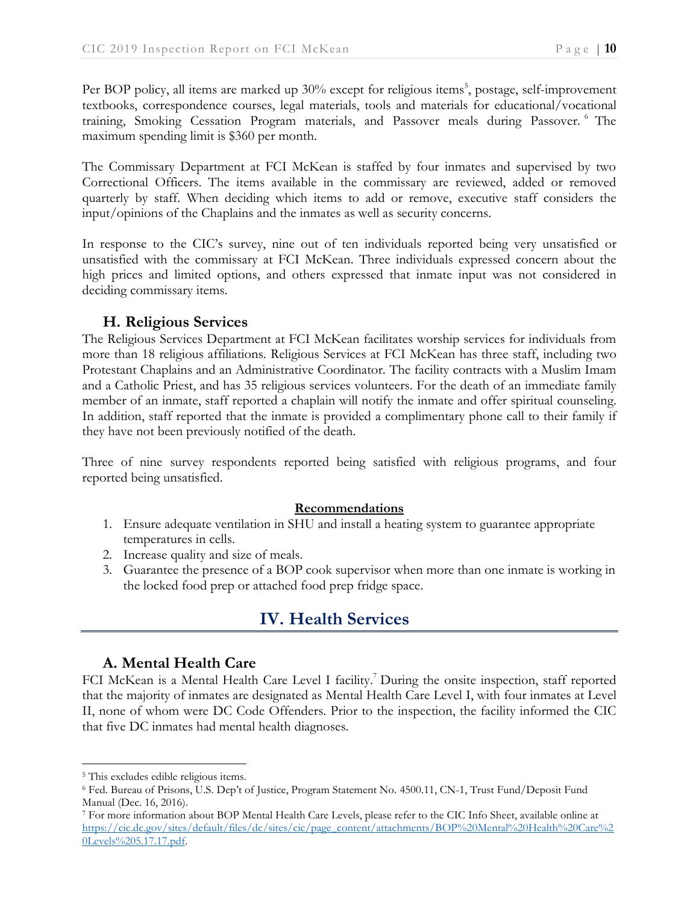Per BOP policy, all items are marked up 30% except for religious items[5], postage, self-improvement textbooks, correspondence courses, legal materials, tools and materials for educational/vocational training, Smoking Cessation Program materials, and Passover meals during Passover.[6] The maximum spending limit is $360 per month.

The Commissary Department at FCI McKean is staffed by four inmates and supervised by two Correctional Officers. The items available in the commissary are reviewed, added or removed quarterly by staff. When deciding which items to add or remove, executive staff considers the input/opinions of the Chaplains and the inmates as well as security concerns.

In response to the CIC's survey, nine out of ten individuals reported being very unsatisfied or unsatisfied with the commissary at FCI McKean. Three individuals expressed concern about the high prices and limited options, and others expressed that inmate input was not considered in deciding commissary items.

### H. Religious Services

The Religious Services Department at FCI McKean facilitates worship services for individuals from more than 18 religious affiliations. Religious Services at FCI McKean has three staff, including two Protestant Chaplains and an Administrative Coordinator. The facility contracts with a Muslim Imam and a Catholic Priest, and has 35 religious services volunteers. For the death of an immediate family member of an inmate, staff reported a chaplain will notify the inmate and offer spiritual counseling. In addition, staff reported that the inmate is provided a complimentary phone call to their family if they have not been previously notified of the death.

Three of nine survey respondents reported being satisfied with religious programs, and four reported being unsatisfied.

**Recommendations**

1. Ensure adequate ventilation in SHU and install a heating system to guarantee appropriate temperatures in cells.
2. Increase quality and size of meals.
3. Guarantee the presence of a BOP cook supervisor when more than one inmate is working in the locked food prep or attached food prep fridge space.

## IV. Health Services

### A. Mental Health Care

FCI McKean is a Mental Health Care Level I facility.[7] During the onsite inspection, staff reported that the majority of inmates are designated as Mental Health Care Level I, with four inmates at Level II, none of whom were DC Code Offenders. Prior to the inspection, the facility informed the CIC that five DC inmates had mental health diagnoses.

---

[5] This excludes edible religious items.

[6] Fed. Bureau of Prisons, U.S. Dep't of Justice, Program Statement No. 4500.11, CN-1, Trust Fund/Deposit Fund Manual (Dec. 16, 2016).

[7] For more information about BOP Mental Health Care Levels, please refer to the CIC Info Sheet, available online at https://cic.dc.gov/sites/default/files/dc/sites/cic/page_content/attachments/BOP%20Mental%20Health%20Care%20Levels%205.17.17.pdf.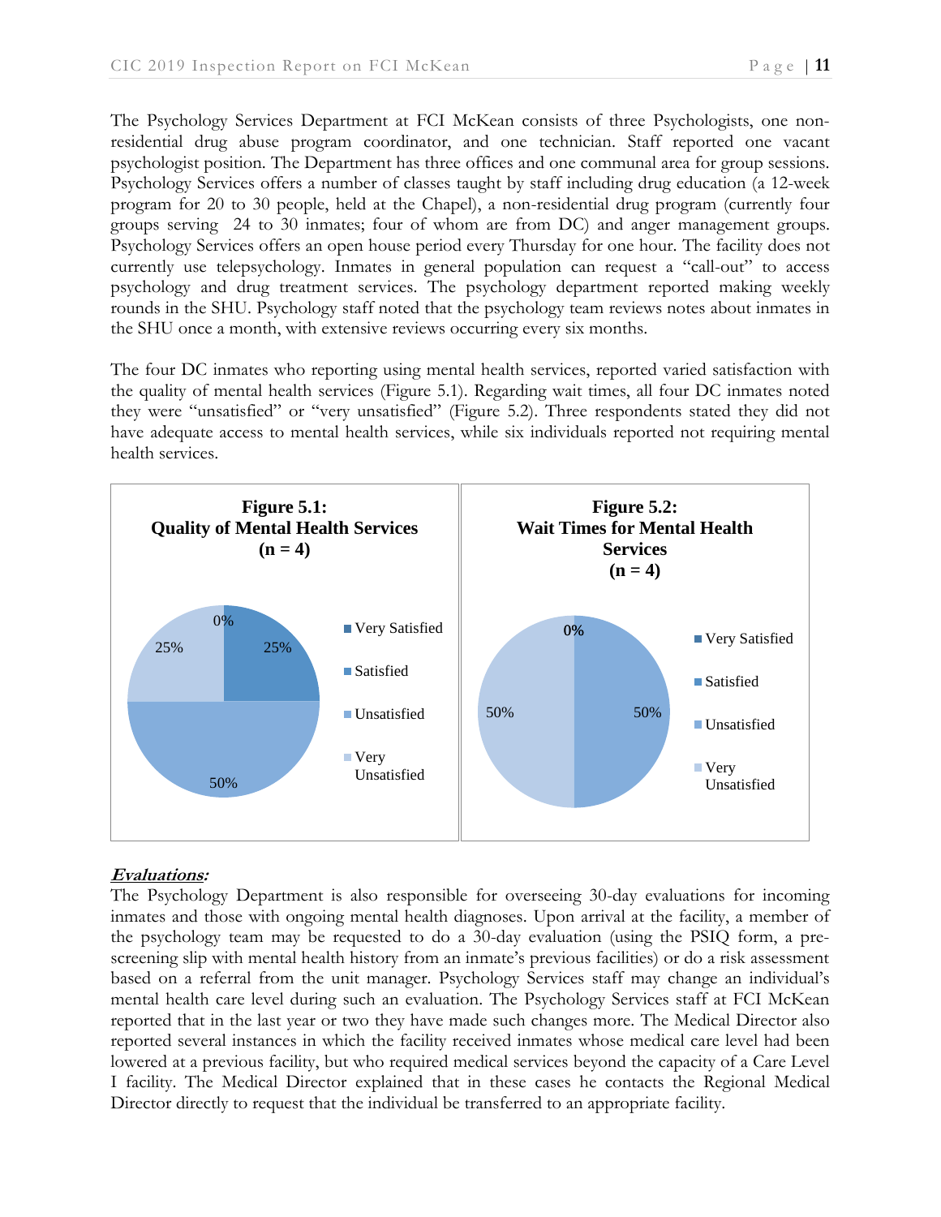The Psychology Services Department at FCI McKean consists of three Psychologists, one non-residential drug abuse program coordinator, and one technician. Staff reported one vacant psychologist position. The Department has three offices and one communal area for group sessions. Psychology Services offers a number of classes taught by staff including drug education (a 12-week program for 20 to 30 people, held at the Chapel), a non-residential drug program (currently four groups serving 24 to 30 inmates; four of whom are from DC) and anger management groups. Psychology Services offers an open house period every Thursday for one hour. The facility does not currently use telepsychology. Inmates in general population can request a "call-out" to access psychology and drug treatment services. The psychology department reported making weekly rounds in the SHU. Psychology staff noted that the psychology team reviews notes about inmates in the SHU once a month, with extensive reviews occurring every six months.

The four DC inmates who reporting using mental health services, reported varied satisfaction with the quality of mental health services (Figure 5.1). Regarding wait times, all four DC inmates noted they were "unsatisfied" or "very unsatisfied" (Figure 5.2). Three respondents stated they did not have adequate access to mental health services, while six individuals reported not requiring mental health services.

**Figure 5.1: Quality of Mental Health Services (n = 4)**

| Response | Percent |
|---|---|
| Very Satisfied | 0% |
| Satisfied | 25% |
| Unsatisfied | 50% |
| Very Unsatisfied | 25% |

**Figure 5.2: Wait Times for Mental Health Services (n = 4)**

| Response | Percent |
|---|---|
| Very Satisfied | 0% |
| Satisfied | 0% |
| Unsatisfied | 50% |
| Very Unsatisfied | 50% |

***Evaluations:***

The Psychology Department is also responsible for overseeing 30-day evaluations for incoming inmates and those with ongoing mental health diagnoses. Upon arrival at the facility, a member of the psychology team may be requested to do a 30-day evaluation (using the PSIQ form, a pre-screening slip with mental health history from an inmate's previous facilities) or do a risk assessment based on a referral from the unit manager. Psychology Services staff may change an individual's mental health care level during such an evaluation. The Psychology Services staff at FCI McKean reported that in the last year or two they have made such changes more. The Medical Director also reported several instances in which the facility received inmates whose medical care level had been lowered at a previous facility, but who required medical services beyond the capacity of a Care Level I facility. The Medical Director explained that in these cases he contacts the Regional Medical Director directly to request that the individual be transferred to an appropriate facility.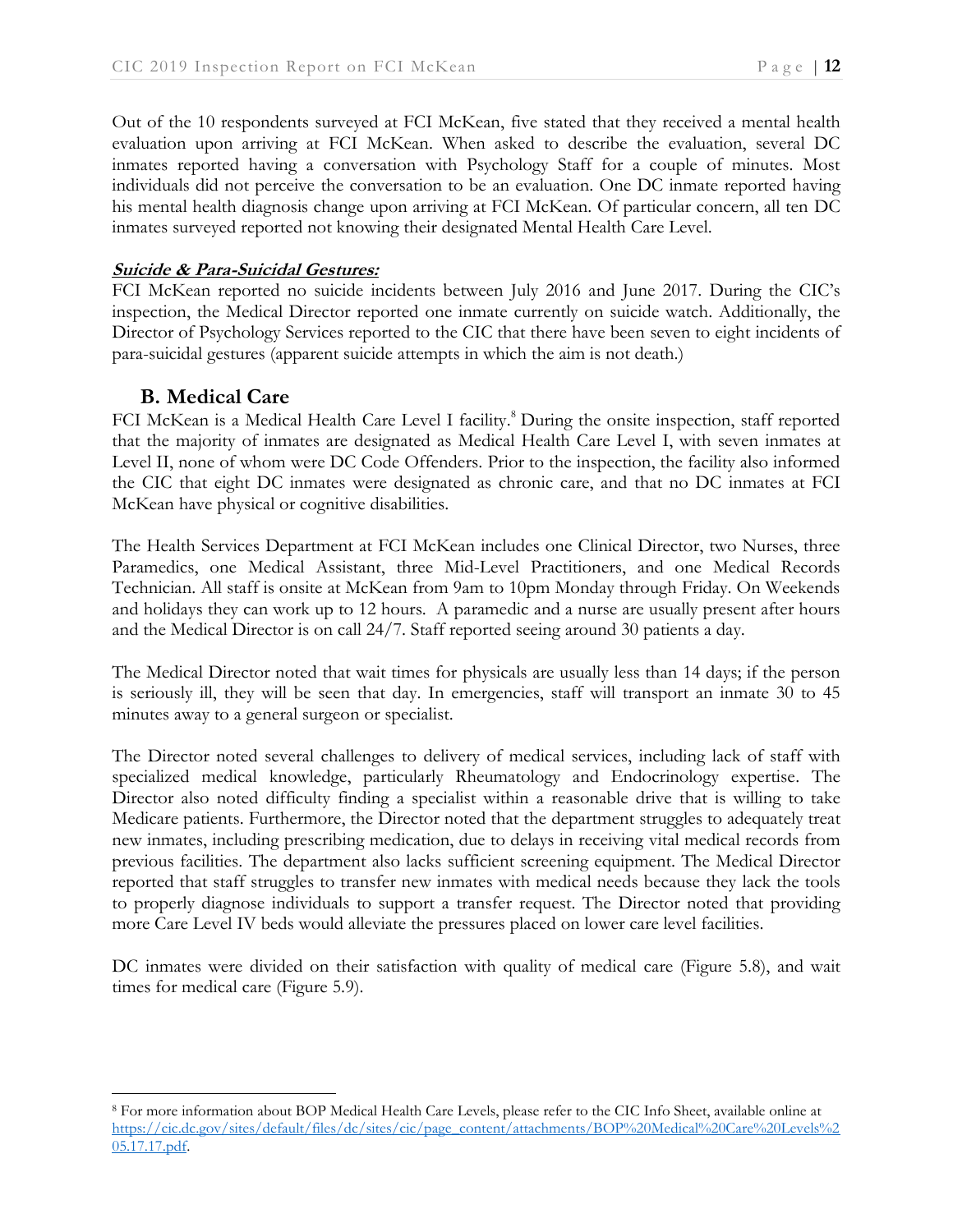Out of the 10 respondents surveyed at FCI McKean, five stated that they received a mental health evaluation upon arriving at FCI McKean. When asked to describe the evaluation, several DC inmates reported having a conversation with Psychology Staff for a couple of minutes. Most individuals did not perceive the conversation to be an evaluation. One DC inmate reported having his mental health diagnosis change upon arriving at FCI McKean. Of particular concern, all ten DC inmates surveyed reported not knowing their designated Mental Health Care Level.

***Suicide & Para-Suicidal Gestures:***

FCI McKean reported no suicide incidents between July 2016 and June 2017. During the CIC's inspection, the Medical Director reported one inmate currently on suicide watch. Additionally, the Director of Psychology Services reported to the CIC that there have been seven to eight incidents of para-suicidal gestures (apparent suicide attempts in which the aim is not death.)

### B. Medical Care

FCI McKean is a Medical Health Care Level I facility.[8] During the onsite inspection, staff reported that the majority of inmates are designated as Medical Health Care Level I, with seven inmates at Level II, none of whom were DC Code Offenders. Prior to the inspection, the facility also informed the CIC that eight DC inmates were designated as chronic care, and that no DC inmates at FCI McKean have physical or cognitive disabilities.

The Health Services Department at FCI McKean includes one Clinical Director, two Nurses, three Paramedics, one Medical Assistant, three Mid-Level Practitioners, and one Medical Records Technician. All staff is onsite at McKean from 9am to 10pm Monday through Friday. On Weekends and holidays they can work up to 12 hours. A paramedic and a nurse are usually present after hours and the Medical Director is on call 24/7. Staff reported seeing around 30 patients a day.

The Medical Director noted that wait times for physicals are usually less than 14 days; if the person is seriously ill, they will be seen that day. In emergencies, staff will transport an inmate 30 to 45 minutes away to a general surgeon or specialist.

The Director noted several challenges to delivery of medical services, including lack of staff with specialized medical knowledge, particularly Rheumatology and Endocrinology expertise. The Director also noted difficulty finding a specialist within a reasonable drive that is willing to take Medicare patients. Furthermore, the Director noted that the department struggles to adequately treat new inmates, including prescribing medication, due to delays in receiving vital medical records from previous facilities. The department also lacks sufficient screening equipment. The Medical Director reported that staff struggles to transfer new inmates with medical needs because they lack the tools to properly diagnose individuals to support a transfer request. The Director noted that providing more Care Level IV beds would alleviate the pressures placed on lower care level facilities.

DC inmates were divided on their satisfaction with quality of medical care (Figure 5.8), and wait times for medical care (Figure 5.9).

---

[8] For more information about BOP Medical Health Care Levels, please refer to the CIC Info Sheet, available online at https://cic.dc.gov/sites/default/files/dc/sites/cic/page_content/attachments/BOP%20Medical%20Care%20Levels%205.17.17.pdf.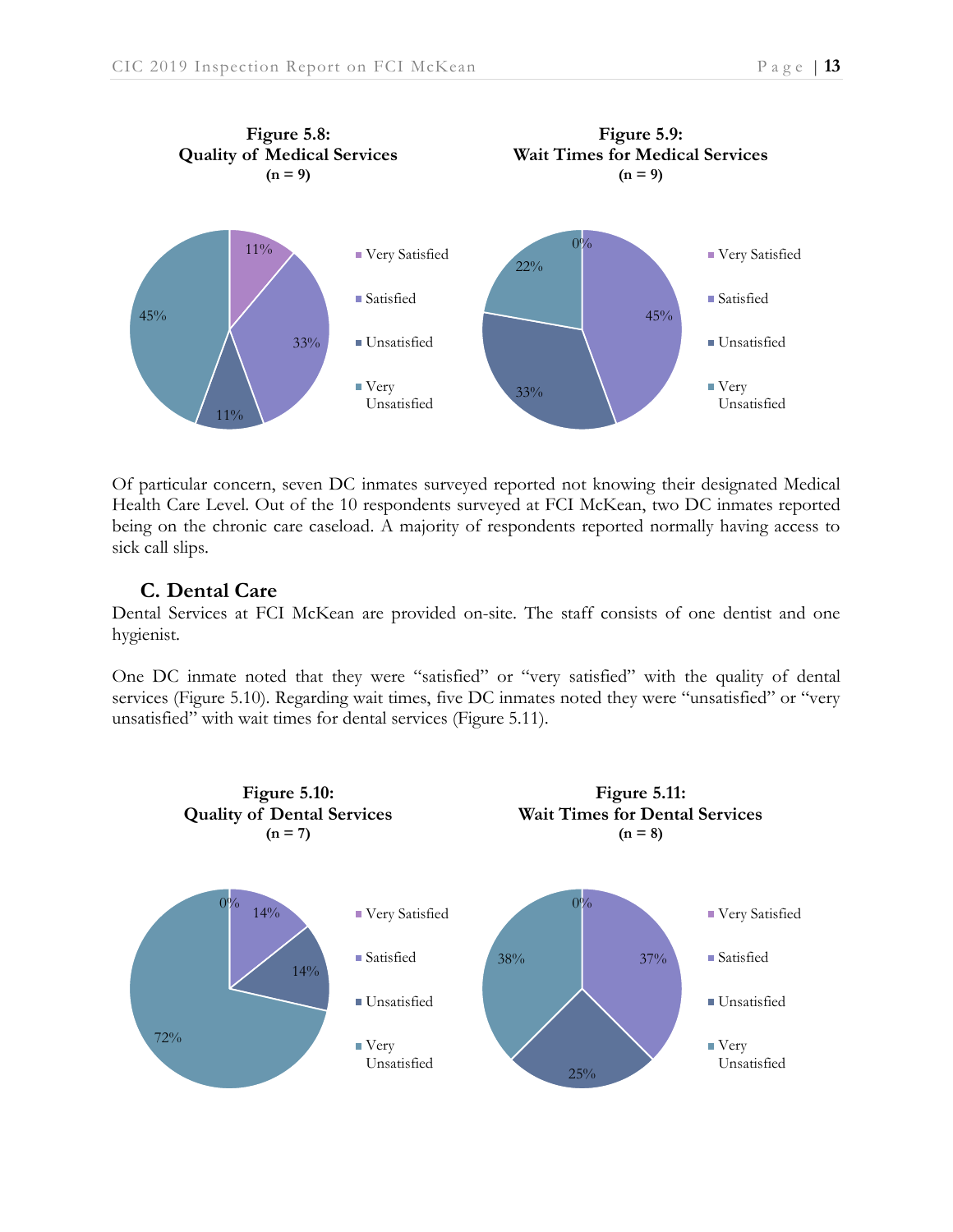**Figure 5.8: Quality of Medical Services (n = 9)**

| Response | Percentage |
|---|---|
| Very Satisfied | 11% |
| Satisfied | 33% |
| Unsatisfied | 11% |
| Very Unsatisfied | 45% |

**Figure 5.9: Wait Times for Medical Services (n = 9)**

| Response | Percentage |
|---|---|
| Very Satisfied | 0% |
| Satisfied | 45% |
| Unsatisfied | 33% |
| Very Unsatisfied | 22% |

Of particular concern, seven DC inmates surveyed reported not knowing their designated Medical Health Care Level. Out of the 10 respondents surveyed at FCI McKean, two DC inmates reported being on the chronic care caseload. A majority of respondents reported normally having access to sick call slips.

## C. Dental Care

Dental Services at FCI McKean are provided on-site. The staff consists of one dentist and one hygienist.

One DC inmate noted that they were "satisfied" or "very satisfied" with the quality of dental services (Figure 5.10). Regarding wait times, five DC inmates noted they were "unsatisfied" or "very unsatisfied" with wait times for dental services (Figure 5.11).

**Figure 5.10: Quality of Dental Services (n = 7)**

| Response | Percentage |
|---|---|
| Very Satisfied | 0% |
| Satisfied | 14% |
| Unsatisfied | 14% |
| Very Unsatisfied | 72% |

**Figure 5.11: Wait Times for Dental Services (n = 8)**

| Response | Percentage |
|---|---|
| Very Satisfied | 0% |
| Satisfied | 37% |
| Unsatisfied | 25% |
| Very Unsatisfied | 38% |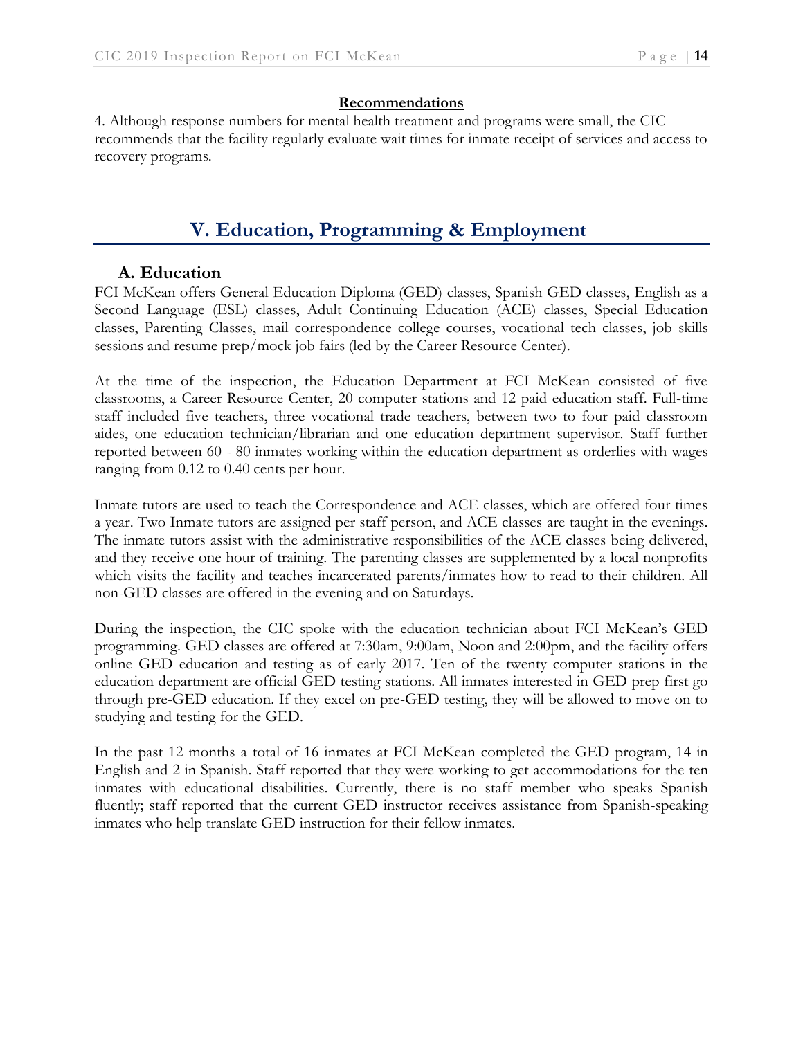**Recommendations**

4. Although response numbers for mental health treatment and programs were small, the CIC recommends that the facility regularly evaluate wait times for inmate receipt of services and access to recovery programs.

# V. Education, Programming & Employment

## A. Education

FCI McKean offers General Education Diploma (GED) classes, Spanish GED classes, English as a Second Language (ESL) classes, Adult Continuing Education (ACE) classes, Special Education classes, Parenting Classes, mail correspondence college courses, vocational tech classes, job skills sessions and resume prep/mock job fairs (led by the Career Resource Center).

At the time of the inspection, the Education Department at FCI McKean consisted of five classrooms, a Career Resource Center, 20 computer stations and 12 paid education staff. Full-time staff included five teachers, three vocational trade teachers, between two to four paid classroom aides, one education technician/librarian and one education department supervisor. Staff further reported between 60 - 80 inmates working within the education department as orderlies with wages ranging from 0.12 to 0.40 cents per hour.

Inmate tutors are used to teach the Correspondence and ACE classes, which are offered four times a year. Two Inmate tutors are assigned per staff person, and ACE classes are taught in the evenings. The inmate tutors assist with the administrative responsibilities of the ACE classes being delivered, and they receive one hour of training. The parenting classes are supplemented by a local nonprofits which visits the facility and teaches incarcerated parents/inmates how to read to their children. All non-GED classes are offered in the evening and on Saturdays.

During the inspection, the CIC spoke with the education technician about FCI McKean's GED programming. GED classes are offered at 7:30am, 9:00am, Noon and 2:00pm, and the facility offers online GED education and testing as of early 2017. Ten of the twenty computer stations in the education department are official GED testing stations. All inmates interested in GED prep first go through pre-GED education. If they excel on pre-GED testing, they will be allowed to move on to studying and testing for the GED.

In the past 12 months a total of 16 inmates at FCI McKean completed the GED program, 14 in English and 2 in Spanish. Staff reported that they were working to get accommodations for the ten inmates with educational disabilities. Currently, there is no staff member who speaks Spanish fluently; staff reported that the current GED instructor receives assistance from Spanish-speaking inmates who help translate GED instruction for their fellow inmates.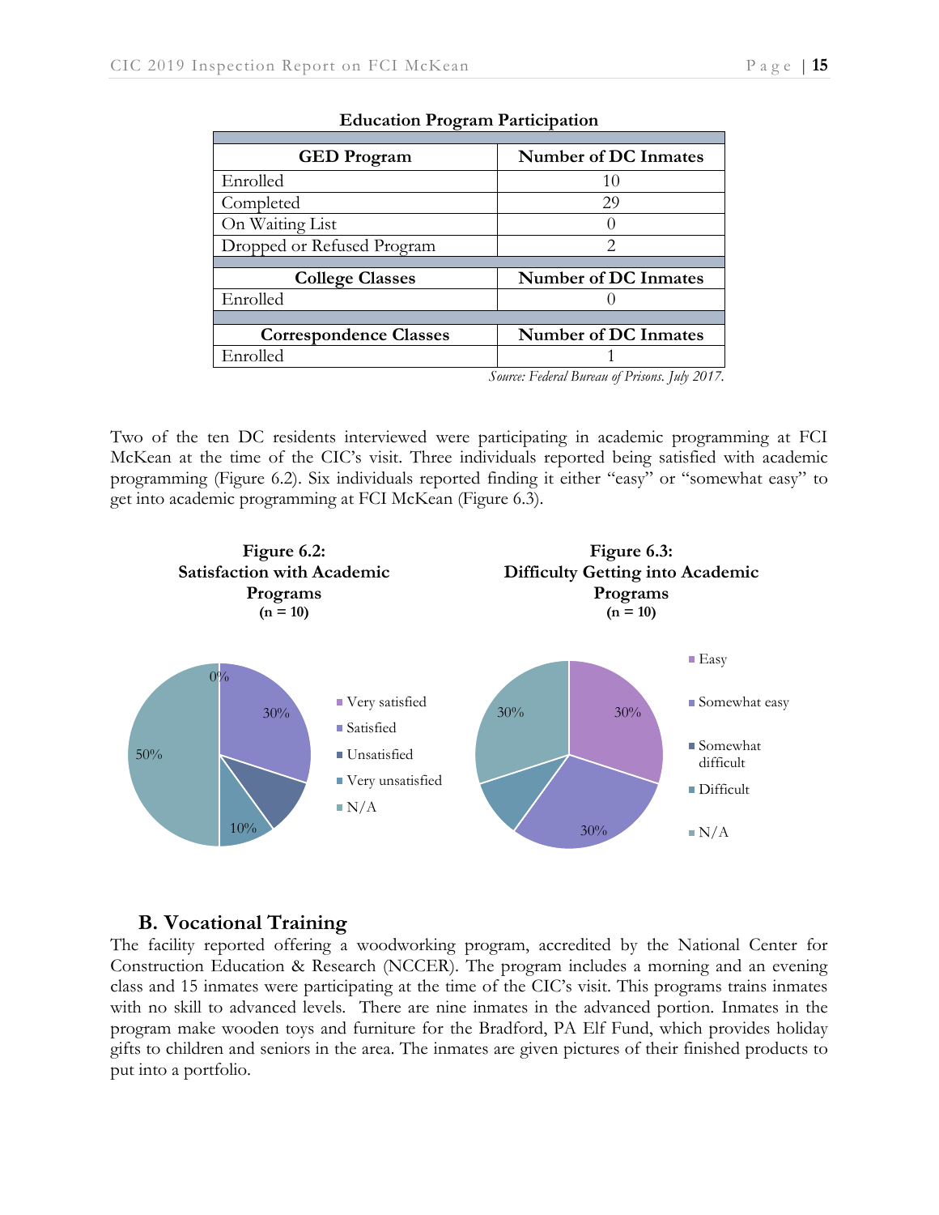**Education Program Participation**

| GED Program | Number of DC Inmates |
|---|---|
| Enrolled | 10 |
| Completed | 29 |
| On Waiting List | 0 |
| Dropped or Refused Program | 2 |
| **College Classes** | **Number of DC Inmates** |
| Enrolled | 0 |
| **Correspondence Classes** | **Number of DC Inmates** |
| Enrolled | 1 |

*Source: Federal Bureau of Prisons. July 2017.*

Two of the ten DC residents interviewed were participating in academic programming at FCI McKean at the time of the CIC's visit. Three individuals reported being satisfied with academic programming (Figure 6.2). Six individuals reported finding it either "easy" or "somewhat easy" to get into academic programming at FCI McKean (Figure 6.3).

**Figure 6.2: Satisfaction with Academic Programs (n = 10)**

- Very satisfied: 0%
- Satisfied: 30%
- Unsatisfied
- Very unsatisfied: 10%
- N/A: 50%

**Figure 6.3: Difficulty Getting into Academic Programs (n = 10)**

- Easy: 30%
- Somewhat easy: 30%
- Somewhat difficult
- Difficult
- N/A: 30%

## B. Vocational Training

The facility reported offering a woodworking program, accredited by the National Center for Construction Education & Research (NCCER). The program includes a morning and an evening class and 15 inmates were participating at the time of the CIC's visit. This programs trains inmates with no skill to advanced levels. There are nine inmates in the advanced portion. Inmates in the program make wooden toys and furniture for the Bradford, PA Elf Fund, which provides holiday gifts to children and seniors in the area. The inmates are given pictures of their finished products to put into a portfolio.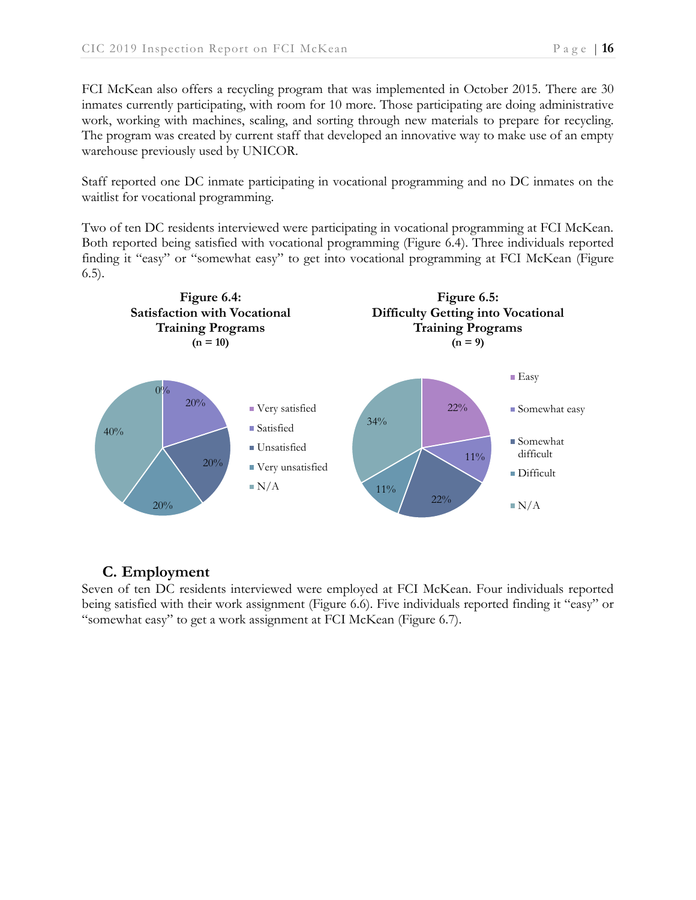FCI McKean also offers a recycling program that was implemented in October 2015. There are 30 inmates currently participating, with room for 10 more. Those participating are doing administrative work, working with machines, scaling, and sorting through new materials to prepare for recycling. The program was created by current staff that developed an innovative way to make use of an empty warehouse previously used by UNICOR.

Staff reported one DC inmate participating in vocational programming and no DC inmates on the waitlist for vocational programming.

Two of ten DC residents interviewed were participating in vocational programming at FCI McKean. Both reported being satisfied with vocational programming (Figure 6.4). Three individuals reported finding it "easy" or "somewhat easy" to get into vocational programming at FCI McKean (Figure 6.5).

**Figure 6.4: Satisfaction with Vocational Training Programs (n = 10)**

| Response | Percent |
|---|---|
| Very satisfied | 0% |
| Satisfied | 20% |
| Unsatisfied | 20% |
| Very unsatisfied | 20% |
| N/A | 40% |

**Figure 6.5: Difficulty Getting into Vocational Training Programs (n = 9)**

| Response | Percent |
|---|---|
| Easy | 22% |
| Somewhat easy | 11% |
| Somewhat difficult | 22% |
| Difficult | 11% |
| N/A | 34% |

## C. Employment

Seven of ten DC residents interviewed were employed at FCI McKean. Four individuals reported being satisfied with their work assignment (Figure 6.6). Five individuals reported finding it "easy" or "somewhat easy" to get a work assignment at FCI McKean (Figure 6.7).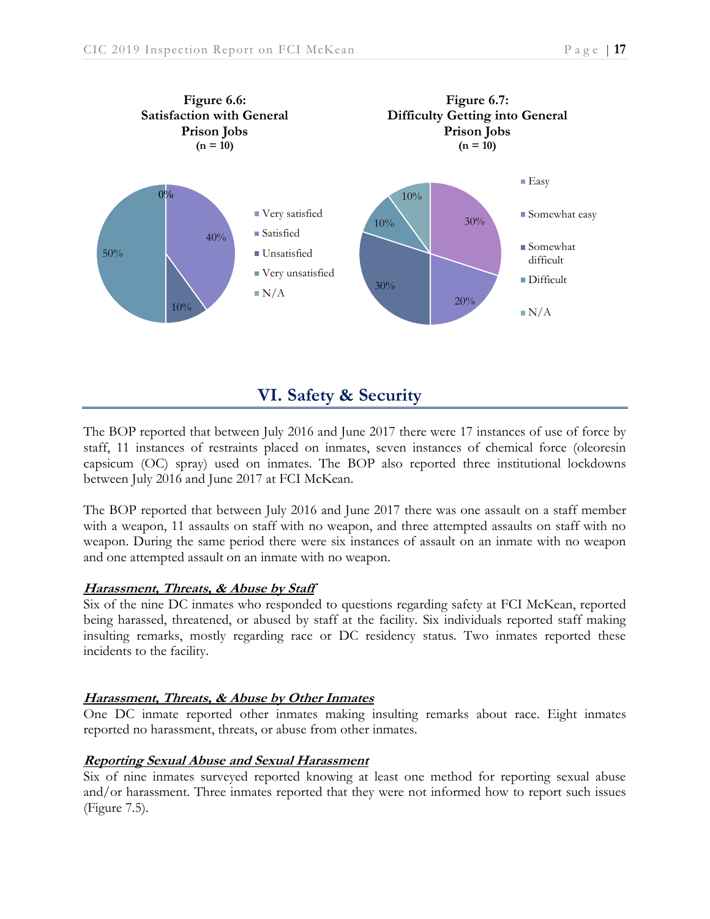**Figure 6.6: Satisfaction with General Prison Jobs**
**(n = 10)**

- Very satisfied: 0%
- Satisfied: 40%
- Unsatisfied: 10%
- Very unsatisfied: 50%
- N/A

**Figure 6.7: Difficulty Getting into General Prison Jobs**
**(n = 10)**

- Easy: 30%
- Somewhat easy: 20%
- Somewhat difficult: 30%
- Difficult: 10%
- N/A: 10%

## VI. Safety & Security

The BOP reported that between July 2016 and June 2017 there were 17 instances of use of force by staff, 11 instances of restraints placed on inmates, seven instances of chemical force (oleoresin capsicum (OC) spray) used on inmates. The BOP also reported three institutional lockdowns between July 2016 and June 2017 at FCI McKean.

The BOP reported that between July 2016 and June 2017 there was one assault on a staff member with a weapon, 11 assaults on staff with no weapon, and three attempted assaults on staff with no weapon. During the same period there were six instances of assault on an inmate with no weapon and one attempted assault on an inmate with no weapon.

***Harassment, Threats, & Abuse by Staff***

Six of the nine DC inmates who responded to questions regarding safety at FCI McKean, reported being harassed, threatened, or abused by staff at the facility. Six individuals reported staff making insulting remarks, mostly regarding race or DC residency status. Two inmates reported these incidents to the facility.

***Harassment, Threats, & Abuse by Other Inmates***

One DC inmate reported other inmates making insulting remarks about race. Eight inmates reported no harassment, threats, or abuse from other inmates.

***Reporting Sexual Abuse and Sexual Harassment***

Six of nine inmates surveyed reported knowing at least one method for reporting sexual abuse and/or harassment. Three inmates reported that they were not informed how to report such issues (Figure 7.5).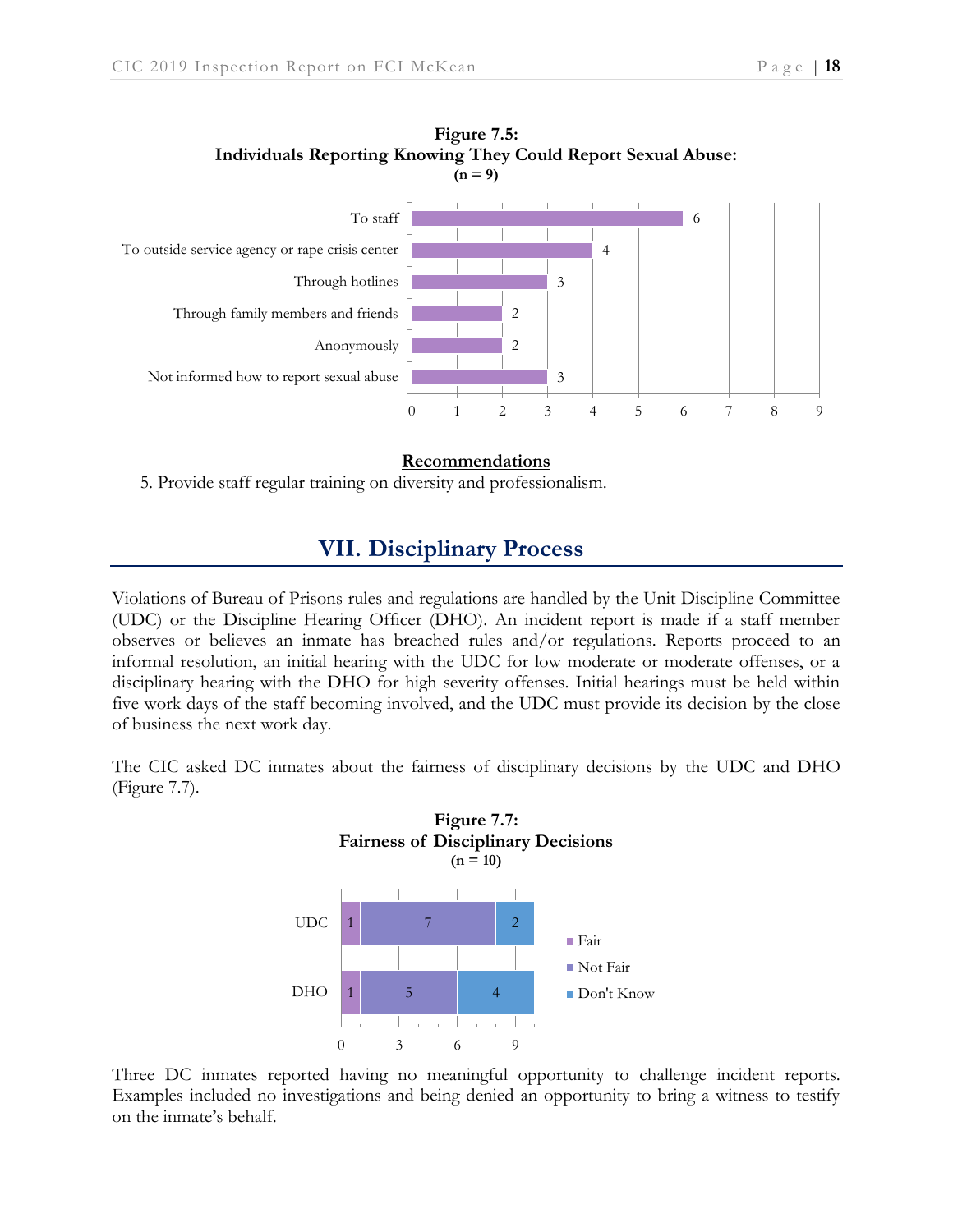**Figure 7.5:**
**Individuals Reporting Knowing They Could Report Sexual Abuse:**
**(n = 9)**

| Response | Count |
|---|---|
| To staff | 6 |
| To outside service agency or rape crisis center | 4 |
| Through hotlines | 3 |
| Through family members and friends | 2 |
| Anonymously | 2 |
| Not informed how to report sexual abuse | 3 |

**Recommendations**

5. Provide staff regular training on diversity and professionalism.

## VII. Disciplinary Process

Violations of Bureau of Prisons rules and regulations are handled by the Unit Discipline Committee (UDC) or the Discipline Hearing Officer (DHO). An incident report is made if a staff member observes or believes an inmate has breached rules and/or regulations. Reports proceed to an informal resolution, an initial hearing with the UDC for low moderate or moderate offenses, or a disciplinary hearing with the DHO for high severity offenses. Initial hearings must be held within five work days of the staff becoming involved, and the UDC must provide its decision by the close of business the next work day.

The CIC asked DC inmates about the fairness of disciplinary decisions by the UDC and DHO (Figure 7.7).

**Figure 7.7:**
**Fairness of Disciplinary Decisions**
**(n = 10)**

| | Fair | Not Fair | Don't Know |
|---|---|---|---|
| UDC | 1 | 7 | 2 |
| DHO | 1 | 5 | 4 |

Three DC inmates reported having no meaningful opportunity to challenge incident reports. Examples included no investigations and being denied an opportunity to bring a witness to testify on the inmate's behalf.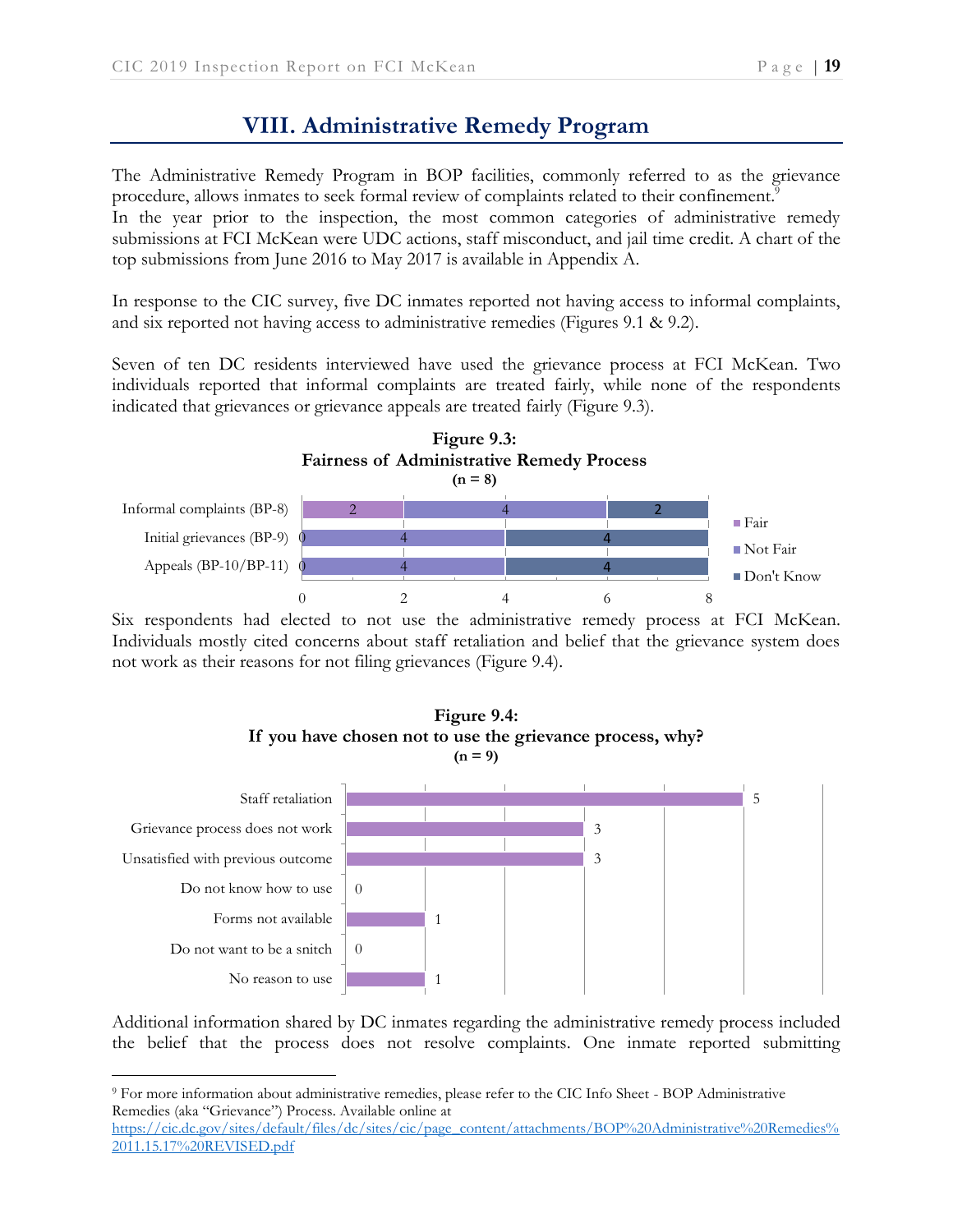# VIII. Administrative Remedy Program

The Administrative Remedy Program in BOP facilities, commonly referred to as the grievance procedure, allows inmates to seek formal review of complaints related to their confinement.[9]
In the year prior to the inspection, the most common categories of administrative remedy submissions at FCI McKean were UDC actions, staff misconduct, and jail time credit. A chart of the top submissions from June 2016 to May 2017 is available in Appendix A.

In response to the CIC survey, five DC inmates reported not having access to informal complaints, and six reported not having access to administrative remedies (Figures 9.1 & 9.2).

Seven of ten DC residents interviewed have used the grievance process at FCI McKean. Two individuals reported that informal complaints are treated fairly, while none of the respondents indicated that grievances or grievance appeals are treated fairly (Figure 9.3).

**Figure 9.3:**
**Fairness of Administrative Remedy Process**
**(n = 8)**

| | Fair | Not Fair | Don't Know |
|---|---|---|---|
| Informal complaints (BP-8) | 2 | 4 | 2 |
| Initial grievances (BP-9) | 0 | 4 | 4 |
| Appeals (BP-10/BP-11) | 0 | 4 | 4 |

Six respondents had elected to not use the administrative remedy process at FCI McKean. Individuals mostly cited concerns about staff retaliation and belief that the grievance system does not work as their reasons for not filing grievances (Figure 9.4).

**Figure 9.4:**
**If you have chosen not to use the grievance process, why?**
**(n = 9)**

| Reason | Count |
|---|---|
| Staff retaliation | 5 |
| Grievance process does not work | 3 |
| Unsatisfied with previous outcome | 3 |
| Do not know how to use | 0 |
| Forms not available | 1 |
| Do not want to be a snitch | 0 |
| No reason to use | 1 |

Additional information shared by DC inmates regarding the administrative remedy process included the belief that the process does not resolve complaints. One inmate reported submitting

[9] For more information about administrative remedies, please refer to the CIC Info Sheet - BOP Administrative Remedies (aka "Grievance") Process. Available online at https://cic.dc.gov/sites/default/files/dc/sites/cic/page_content/attachments/BOP%20Administrative%20Remedies%2011.15.17%20REVISED.pdf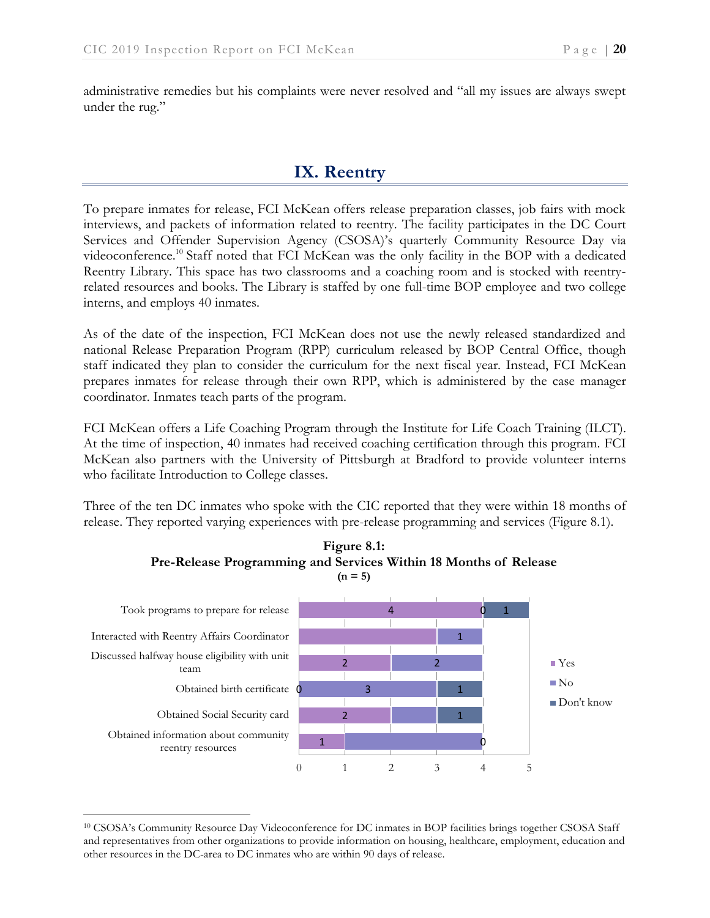administrative remedies but his complaints were never resolved and "all my issues are always swept under the rug."

## IX. Reentry

To prepare inmates for release, FCI McKean offers release preparation classes, job fairs with mock interviews, and packets of information related to reentry. The facility participates in the DC Court Services and Offender Supervision Agency (CSOSA)'s quarterly Community Resource Day via videoconference.[10] Staff noted that FCI McKean was the only facility in the BOP with a dedicated Reentry Library. This space has two classrooms and a coaching room and is stocked with reentry-related resources and books. The Library is staffed by one full-time BOP employee and two college interns, and employs 40 inmates.

As of the date of the inspection, FCI McKean does not use the newly released standardized and national Release Preparation Program (RPP) curriculum released by BOP Central Office, though staff indicated they plan to consider the curriculum for the next fiscal year. Instead, FCI McKean prepares inmates for release through their own RPP, which is administered by the case manager coordinator. Inmates teach parts of the program.

FCI McKean offers a Life Coaching Program through the Institute for Life Coach Training (ILCT). At the time of inspection, 40 inmates had received coaching certification through this program. FCI McKean also partners with the University of Pittsburgh at Bradford to provide volunteer interns who facilitate Introduction to College classes.

Three of the ten DC inmates who spoke with the CIC reported that they were within 18 months of release. They reported varying experiences with pre-release programming and services (Figure 8.1).

**Figure 8.1: Pre-Release Programming and Services Within 18 Months of Release (n = 5)**

| | Yes | No | Don't know |
|---|---|---|---|
| Took programs to prepare for release | 4 | 0 | 1 |
| Interacted with Reentry Affairs Coordinator | 3 | 1 | |
| Discussed halfway house eligibility with unit team | 2 | 2 | |
| Obtained birth certificate | 0 | 3 | 1 |
| Obtained Social Security card | 2 | 1 | 1 |
| Obtained information about community reentry resources | 1 | 3 | 0 |

[10] CSOSA's Community Resource Day Videoconference for DC inmates in BOP facilities brings together CSOSA Staff and representatives from other organizations to provide information on housing, healthcare, employment, education and other resources in the DC-area to DC inmates who are within 90 days of release.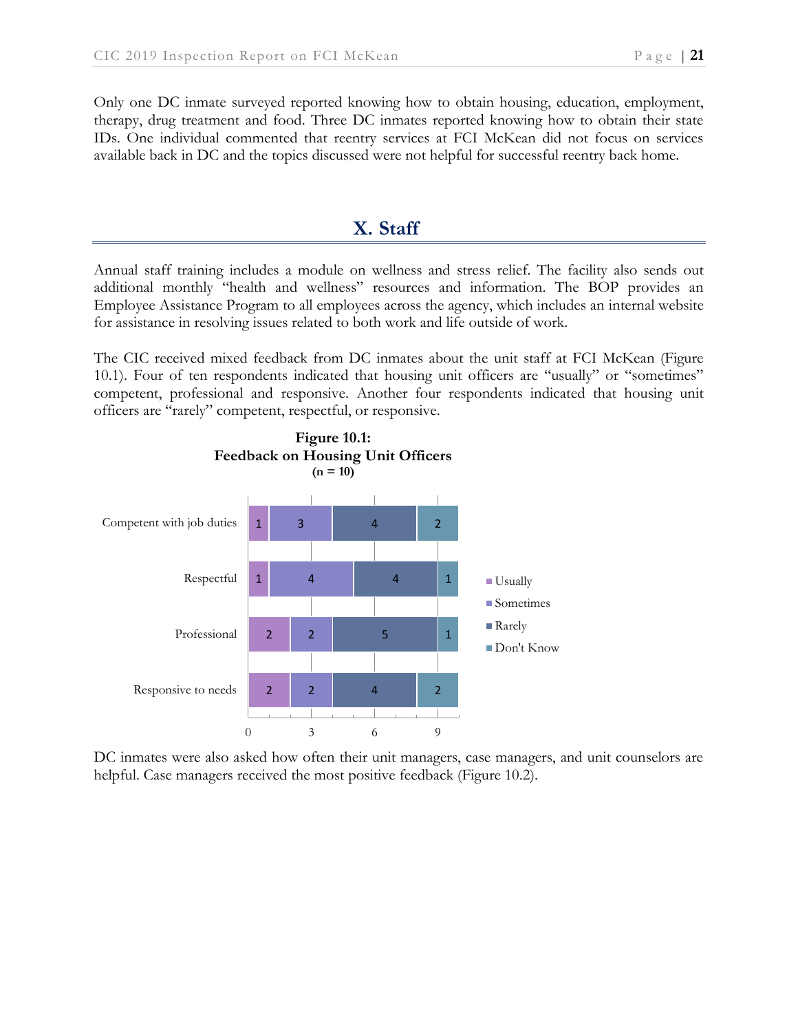Only one DC inmate surveyed reported knowing how to obtain housing, education, employment, therapy, drug treatment and food. Three DC inmates reported knowing how to obtain their state IDs. One individual commented that reentry services at FCI McKean did not focus on services available back in DC and the topics discussed were not helpful for successful reentry back home.

## X. Staff

Annual staff training includes a module on wellness and stress relief. The facility also sends out additional monthly "health and wellness" resources and information. The BOP provides an Employee Assistance Program to all employees across the agency, which includes an internal website for assistance in resolving issues related to both work and life outside of work.

The CIC received mixed feedback from DC inmates about the unit staff at FCI McKean (Figure 10.1). Four of ten respondents indicated that housing unit officers are "usually" or "sometimes" competent, professional and responsive. Another four respondents indicated that housing unit officers are "rarely" competent, respectful, or responsive.

**Figure 10.1: Feedback on Housing Unit Officers**
**(n = 10)**

| | Usually | Sometimes | Rarely | Don't Know |
|---|---|---|---|---|
| Competent with job duties | 1 | 3 | 4 | 2 |
| Respectful | 1 | 4 | 4 | 1 |
| Professional | 2 | 2 | 5 | 1 |
| Responsive to needs | 2 | 2 | 4 | 2 |

DC inmates were also asked how often their unit managers, case managers, and unit counselors are helpful. Case managers received the most positive feedback (Figure 10.2).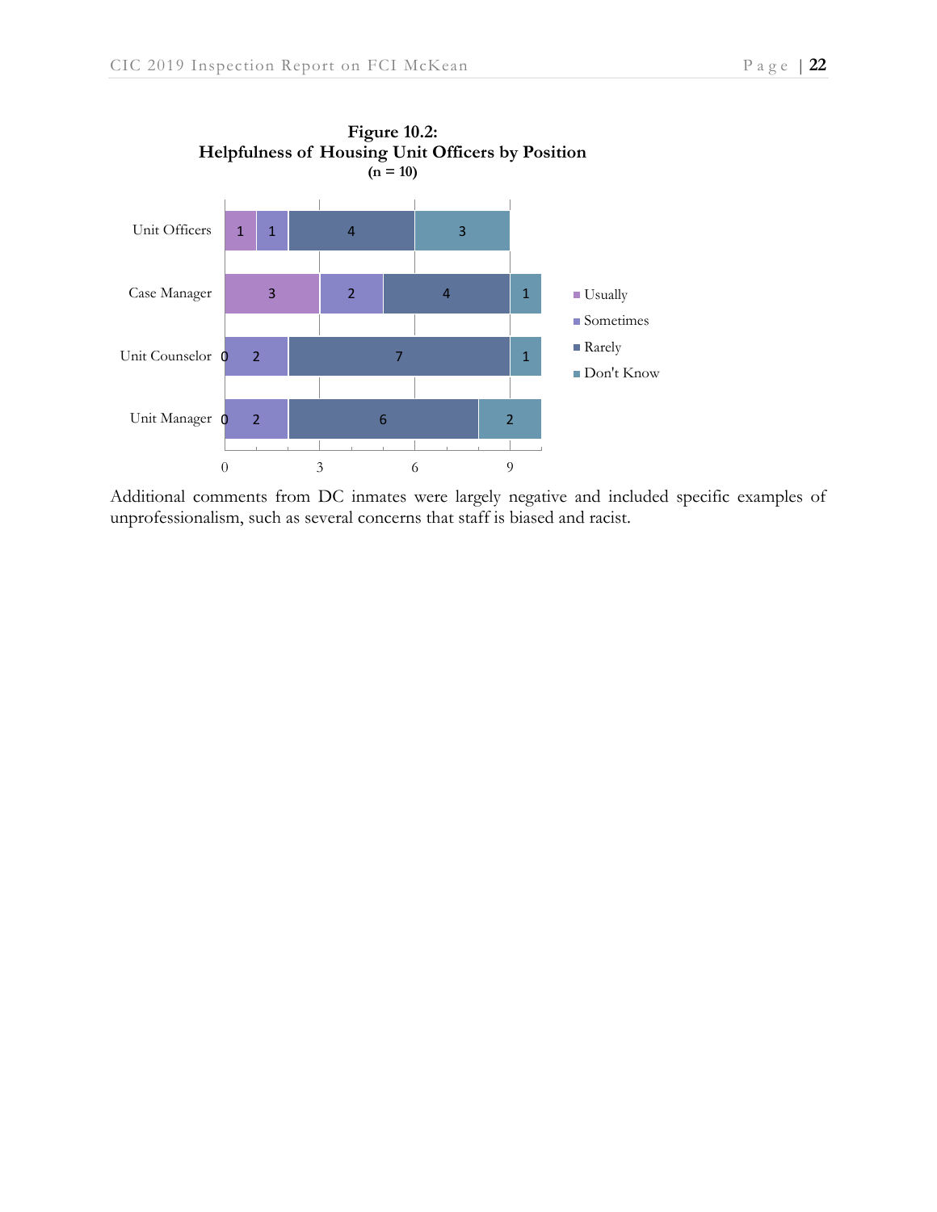**Figure 10.2:**
**Helpfulness of Housing Unit Officers by Position**
**(n = 10)**

| Position | Usually | Sometimes | Rarely | Don't Know |
|---|---|---|---|---|
| Unit Officers | 1 | 1 | 4 | 3 |
| Case Manager | 3 | 2 | 4 | 1 |
| Unit Counselor | 0 | 2 | 7 | 1 |
| Unit Manager | 0 | 2 | 6 | 2 |

Additional comments from DC inmates were largely negative and included specific examples of unprofessionalism, such as several concerns that staff is biased and racist.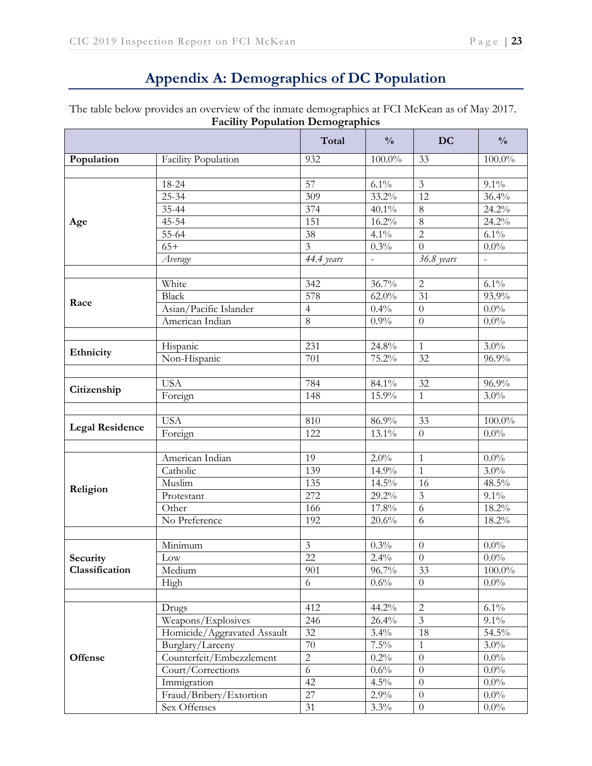# Appendix A: Demographics of DC Population

The table below provides an overview of the inmate demographics at FCI McKean as of May 2017.

**Facility Population Demographics**

| | | Total | % | DC | % |
|---|---|---|---|---|---|
| **Population** | Facility Population | 932 | 100.0% | 33 | 100.0% |
| | | | | | |
| **Age** | 18-24 | 57 | 6.1% | 3 | 9.1% |
| | 25-34 | 309 | 33.2% | 12 | 36.4% |
| | 35-44 | 374 | 40.1% | 8 | 24.2% |
| | 45-54 | 151 | 16.2% | 8 | 24.2% |
| | 55-64 | 38 | 4.1% | 2 | 6.1% |
| | 65+ | 3 | 0.3% | 0 | 0.0% |
| | *Average* | *44.4 years* | - | *36.8 years* | - |
| | | | | | |
| **Race** | White | 342 | 36.7% | 2 | 6.1% |
| | Black | 578 | 62.0% | 31 | 93.9% |
| | Asian/Pacific Islander | 4 | 0.4% | 0 | 0.0% |
| | American Indian | 8 | 0.9% | 0 | 0.0% |
| | | | | | |
| **Ethnicity** | Hispanic | 231 | 24.8% | 1 | 3.0% |
| | Non-Hispanic | 701 | 75.2% | 32 | 96.9% |
| | | | | | |
| **Citizenship** | USA | 784 | 84.1% | 32 | 96.9% |
| | Foreign | 148 | 15.9% | 1 | 3.0% |
| | | | | | |
| **Legal Residence** | USA | 810 | 86.9% | 33 | 100.0% |
| | Foreign | 122 | 13.1% | 0 | 0.0% |
| | | | | | |
| **Religion** | American Indian | 19 | 2.0% | 1 | 0.0% |
| | Catholic | 139 | 14.9% | 1 | 3.0% |
| | Muslim | 135 | 14.5% | 16 | 48.5% |
| | Protestant | 272 | 29.2% | 3 | 9.1% |
| | Other | 166 | 17.8% | 6 | 18.2% |
| | No Preference | 192 | 20.6% | 6 | 18.2% |
| | | | | | |
| **Security Classification** | Minimum | 3 | 0.3% | 0 | 0.0% |
| | Low | 22 | 2.4% | 0 | 0.0% |
| | Medium | 901 | 96.7% | 33 | 100.0% |
| | High | 6 | 0.6% | 0 | 0.0% |
| | | | | | |
| **Offense** | Drugs | 412 | 44.2% | 2 | 6.1% |
| | Weapons/Explosives | 246 | 26.4% | 3 | 9.1% |
| | Homicide/Aggravated Assault | 32 | 3.4% | 18 | 54.5% |
| | Burglary/Larceny | 70 | 7.5% | 1 | 3.0% |
| | Counterfeit/Embezzlement | 2 | 0.2% | 0 | 0.0% |
| | Court/Corrections | 6 | 0.6% | 0 | 0.0% |
| | Immigration | 42 | 4.5% | 0 | 0.0% |
| | Fraud/Bribery/Extortion | 27 | 2.9% | 0 | 0.0% |
| | Sex Offenses | 31 | 3.3% | 0 | 0.0% |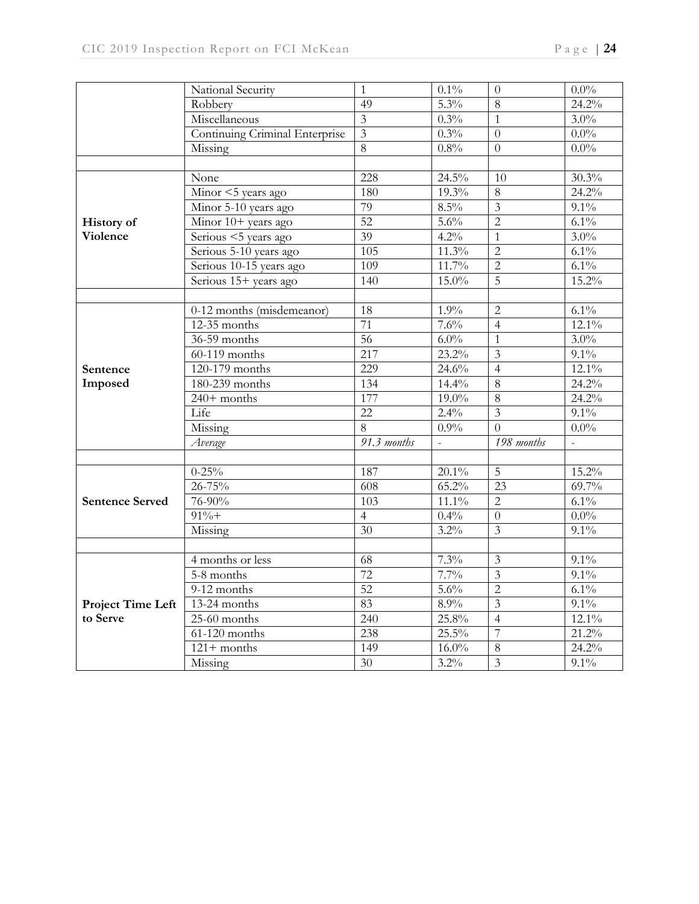| | | | | | |
|---|---|---|---|---|---|
| | National Security | 1 | 0.1% | 0 | 0.0% |
| | Robbery | 49 | 5.3% | 8 | 24.2% |
| | Miscellaneous | 3 | 0.3% | 1 | 3.0% |
| | Continuing Criminal Enterprise | 3 | 0.3% | 0 | 0.0% |
| | Missing | 8 | 0.8% | 0 | 0.0% |
| | | | | | |
| **History of Violence** | None | 228 | 24.5% | 10 | 30.3% |
| | Minor <5 years ago | 180 | 19.3% | 8 | 24.2% |
| | Minor 5-10 years ago | 79 | 8.5% | 3 | 9.1% |
| | Minor 10+ years ago | 52 | 5.6% | 2 | 6.1% |
| | Serious <5 years ago | 39 | 4.2% | 1 | 3.0% |
| | Serious 5-10 years ago | 105 | 11.3% | 2 | 6.1% |
| | Serious 10-15 years ago | 109 | 11.7% | 2 | 6.1% |
| | Serious 15+ years ago | 140 | 15.0% | 5 | 15.2% |
| | | | | | |
| **Sentence Imposed** | 0-12 months (misdemeanor) | 18 | 1.9% | 2 | 6.1% |
| | 12-35 months | 71 | 7.6% | 4 | 12.1% |
| | 36-59 months | 56 | 6.0% | 1 | 3.0% |
| | 60-119 months | 217 | 23.2% | 3 | 9.1% |
| | 120-179 months | 229 | 24.6% | 4 | 12.1% |
| | 180-239 months | 134 | 14.4% | 8 | 24.2% |
| | 240+ months | 177 | 19.0% | 8 | 24.2% |
| | Life | 22 | 2.4% | 3 | 9.1% |
| | Missing | 8 | 0.9% | 0 | 0.0% |
| | *Average* | *91.3 months* | - | *198 months* | - |
| | | | | | |
| **Sentence Served** | 0-25% | 187 | 20.1% | 5 | 15.2% |
| | 26-75% | 608 | 65.2% | 23 | 69.7% |
| | 76-90% | 103 | 11.1% | 2 | 6.1% |
| | 91%+ | 4 | 0.4% | 0 | 0.0% |
| | Missing | 30 | 3.2% | 3 | 9.1% |
| | | | | | |
| **Project Time Left to Serve** | 4 months or less | 68 | 7.3% | 3 | 9.1% |
| | 5-8 months | 72 | 7.7% | 3 | 9.1% |
| | 9-12 months | 52 | 5.6% | 2 | 6.1% |
| | 13-24 months | 83 | 8.9% | 3 | 9.1% |
| | 25-60 months | 240 | 25.8% | 4 | 12.1% |
| | 61-120 months | 238 | 25.5% | 7 | 21.2% |
| | 121+ months | 149 | 16.0% | 8 | 24.2% |
| | Missing | 30 | 3.2% | 3 | 9.1% |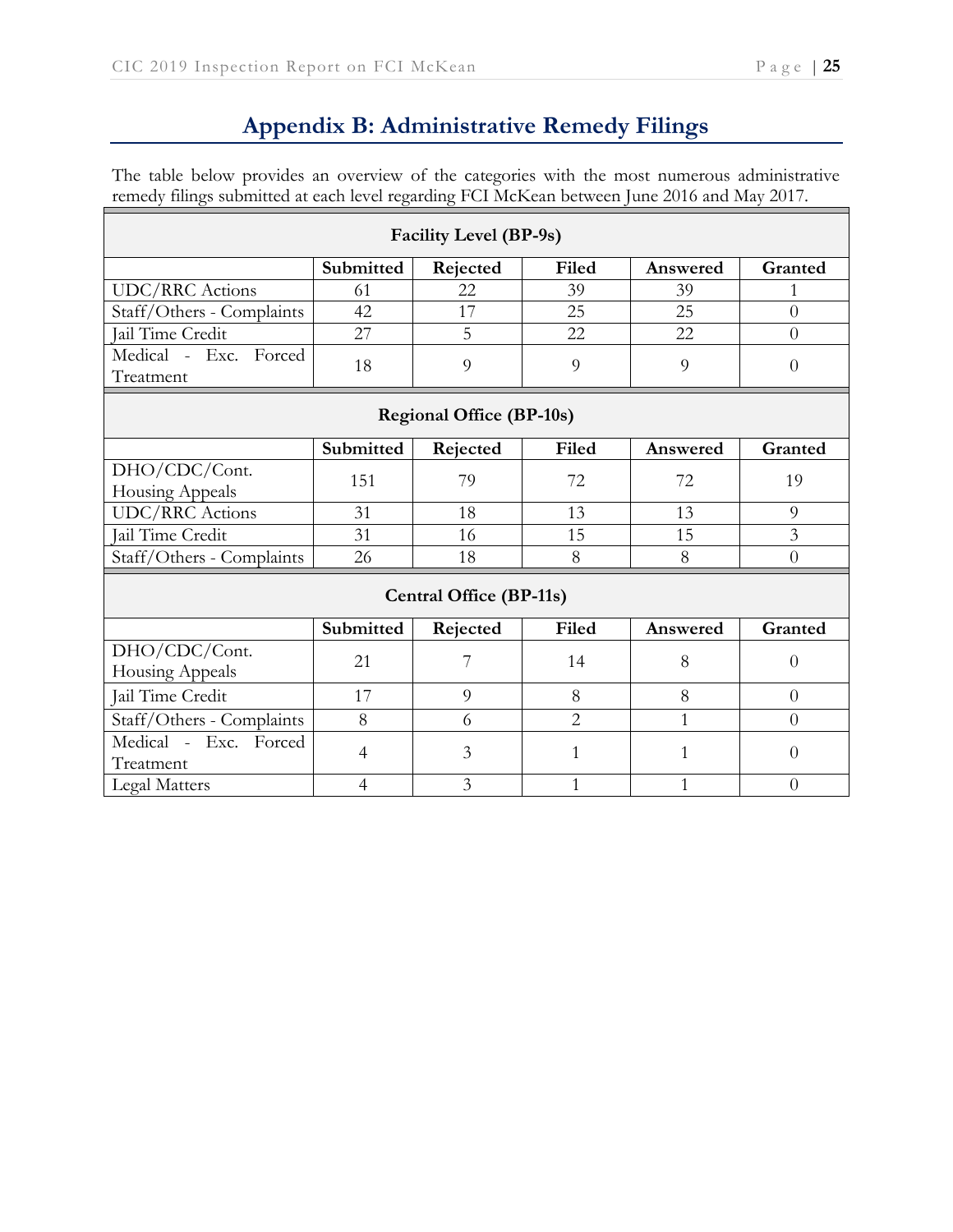## Appendix B: Administrative Remedy Filings

The table below provides an overview of the categories with the most numerous administrative remedy filings submitted at each level regarding FCI McKean between June 2016 and May 2017.

| Facility Level (BP-9s) | | | | | |
|---|---|---|---|---|---|
| | **Submitted** | **Rejected** | **Filed** | **Answered** | **Granted** |
| UDC/RRC Actions | 61 | 22 | 39 | 39 | 1 |
| Staff/Others - Complaints | 42 | 17 | 25 | 25 | 0 |
| Jail Time Credit | 27 | 5 | 22 | 22 | 0 |
| Medical - Exc. Forced Treatment | 18 | 9 | 9 | 9 | 0 |
| **Regional Office (BP-10s)** | | | | | |
| | **Submitted** | **Rejected** | **Filed** | **Answered** | **Granted** |
| DHO/CDC/Cont. Housing Appeals | 151 | 79 | 72 | 72 | 19 |
| UDC/RRC Actions | 31 | 18 | 13 | 13 | 9 |
| Jail Time Credit | 31 | 16 | 15 | 15 | 3 |
| Staff/Others - Complaints | 26 | 18 | 8 | 8 | 0 |
| **Central Office (BP-11s)** | | | | | |
| | **Submitted** | **Rejected** | **Filed** | **Answered** | **Granted** |
| DHO/CDC/Cont. Housing Appeals | 21 | 7 | 14 | 8 | 0 |
| Jail Time Credit | 17 | 9 | 8 | 8 | 0 |
| Staff/Others - Complaints | 8 | 6 | 2 | 1 | 0 |
| Medical - Exc. Forced Treatment | 4 | 3 | 1 | 1 | 0 |
| Legal Matters | 4 | 3 | 1 | 1 | 0 |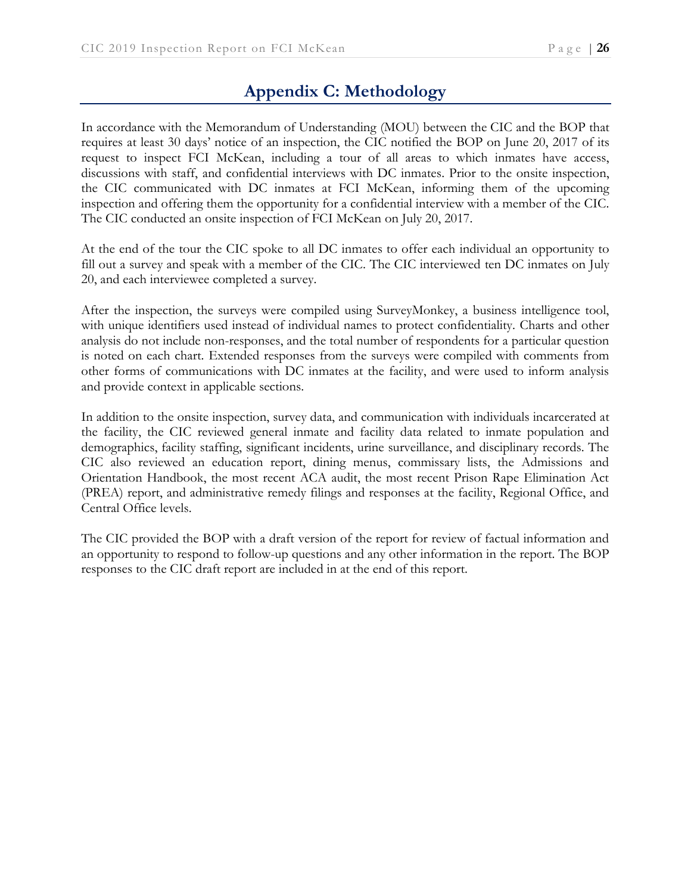# Appendix C: Methodology

In accordance with the Memorandum of Understanding (MOU) between the CIC and the BOP that requires at least 30 days' notice of an inspection, the CIC notified the BOP on June 20, 2017 of its request to inspect FCI McKean, including a tour of all areas to which inmates have access, discussions with staff, and confidential interviews with DC inmates. Prior to the onsite inspection, the CIC communicated with DC inmates at FCI McKean, informing them of the upcoming inspection and offering them the opportunity for a confidential interview with a member of the CIC. The CIC conducted an onsite inspection of FCI McKean on July 20, 2017.

At the end of the tour the CIC spoke to all DC inmates to offer each individual an opportunity to fill out a survey and speak with a member of the CIC. The CIC interviewed ten DC inmates on July 20, and each interviewee completed a survey.

After the inspection, the surveys were compiled using SurveyMonkey, a business intelligence tool, with unique identifiers used instead of individual names to protect confidentiality. Charts and other analysis do not include non-responses, and the total number of respondents for a particular question is noted on each chart. Extended responses from the surveys were compiled with comments from other forms of communications with DC inmates at the facility, and were used to inform analysis and provide context in applicable sections.

In addition to the onsite inspection, survey data, and communication with individuals incarcerated at the facility, the CIC reviewed general inmate and facility data related to inmate population and demographics, facility staffing, significant incidents, urine surveillance, and disciplinary records. The CIC also reviewed an education report, dining menus, commissary lists, the Admissions and Orientation Handbook, the most recent ACA audit, the most recent Prison Rape Elimination Act (PREA) report, and administrative remedy filings and responses at the facility, Regional Office, and Central Office levels.

The CIC provided the BOP with a draft version of the report for review of factual information and an opportunity to respond to follow-up questions and any other information in the report. The BOP responses to the CIC draft report are included in at the end of this report.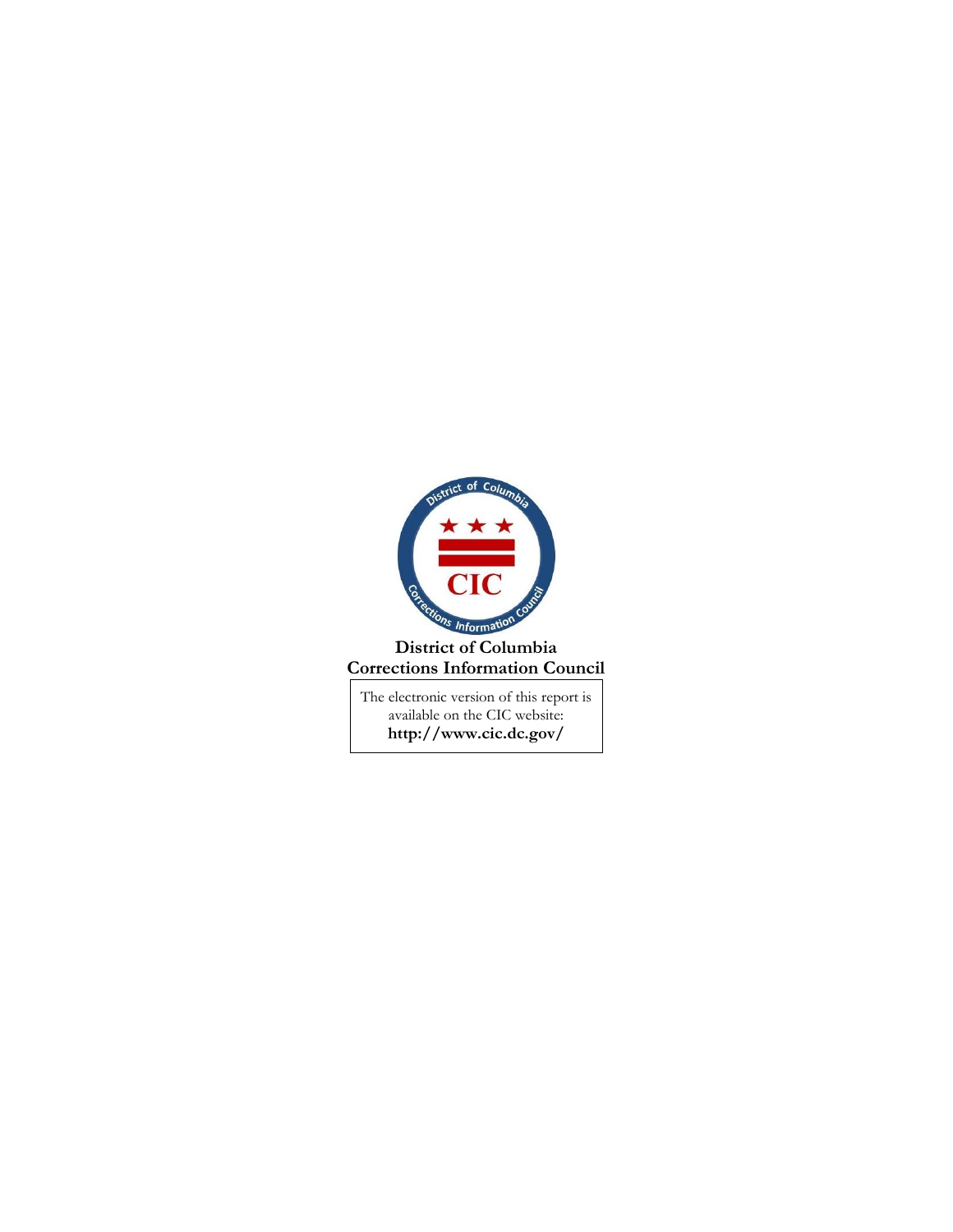**District of Columbia**
**Corrections Information Council**

The electronic version of this report is available on the CIC website:
**http://www.cic.dc.gov/**